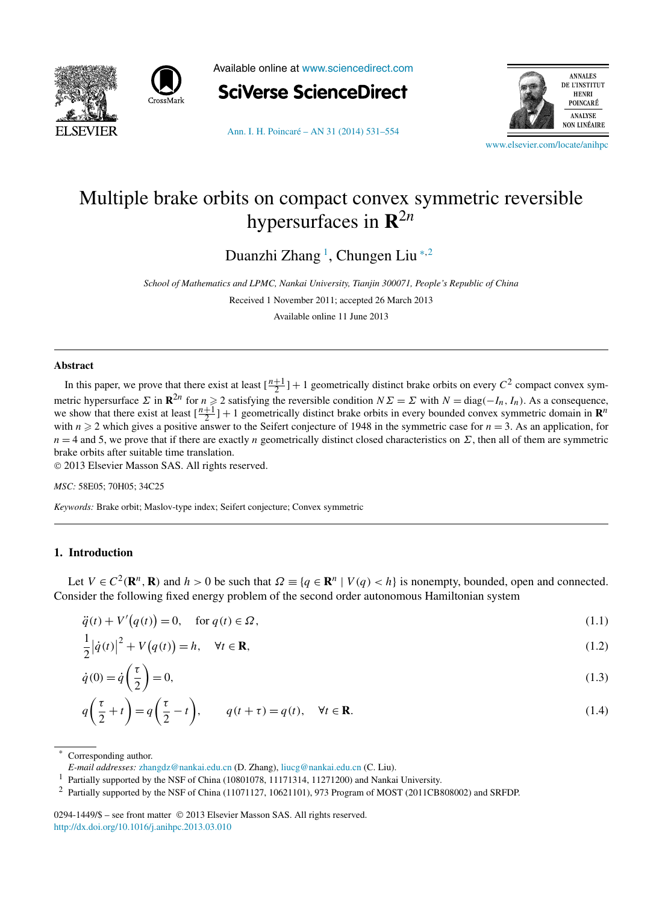# Multiple brake orbits on compact convex symmetric reversible hypersurfaces in $\mathbf{R}^{2n}$

Duanzhi Zhang [1], Chungen Liu [*,2]

*School of Mathematics and LPMC, Nankai University, Tianjin 300071, People's Republic of China*

Received 1 November 2011; accepted 26 March 2013

Available online 11 June 2013

---

## Abstract

In this paper, we prove that there exist at least $[\frac{n+1}{2}]+1$ geometrically distinct brake orbits on every $C^2$ compact convex symmetric hypersurface $\Sigma$ in $\mathbf{R}^{2n}$ for $n \geqslant 2$ satisfying the reversible condition $N\Sigma = \Sigma$ with $N = \operatorname{diag}(-I_n, I_n)$. As a consequence, we show that there exist at least $[\frac{n+1}{2}]+1$ geometrically distinct brake orbits in every bounded convex symmetric domain in $\mathbf{R}^n$ with $n \geqslant 2$ which gives a positive answer to the Seifert conjecture of 1948 in the symmetric case for $n = 3$. As an application, for $n = 4$ and 5, we prove that if there are exactly $n$ geometrically distinct closed characteristics on $\Sigma$, then all of them are symmetric brake orbits after suitable time translation.

© 2013 Elsevier Masson SAS. All rights reserved.

*MSC:* 58E05; 70H05; 34C25

*Keywords:* Brake orbit; Maslov-type index; Seifert conjecture; Convex symmetric

---

## 1. Introduction

Let $V \in C^2(\mathbf{R}^n, \mathbf{R})$ and $h > 0$ be such that $\Omega \equiv \{q \in \mathbf{R}^n \mid V(q) < h\}$ is nonempty, bounded, open and connected. Consider the following fixed energy problem of the second order autonomous Hamiltonian system

$$\ddot{q}(t) + V'\big(q(t)\big) = 0, \quad \text{for } q(t) \in \Omega, \tag{1.1}$$

$$\frac{1}{2}\big|\dot{q}(t)\big|^2 + V\big(q(t)\big) = h, \quad \forall t \in \mathbf{R}, \tag{1.2}$$

$$\dot{q}(0) = \dot{q}\left(\frac{\tau}{2}\right) = 0, \tag{1.3}$$

$$q\left(\frac{\tau}{2} + t\right) = q\left(\frac{\tau}{2} - t\right), \qquad q(t+\tau) = q(t), \quad \forall t \in \mathbf{R}. \tag{1.4}$$

---

[*] Corresponding author.
*E-mail addresses:* zhangdz@nankai.edu.cn (D. Zhang), liucg@nankai.edu.cn (C. Liu).

[1] Partially supported by the NSF of China (10801078, 11171314, 11271200) and Nankai University.

[2] Partially supported by the NSF of China (11071127, 10621101), 973 Program of MOST (2011CB808002) and SRFDP.

0294-1449/$ – see front matter © 2013 Elsevier Masson SAS. All rights reserved.
http://dx.doi.org/10.1016/j.anihpc.2013.03.010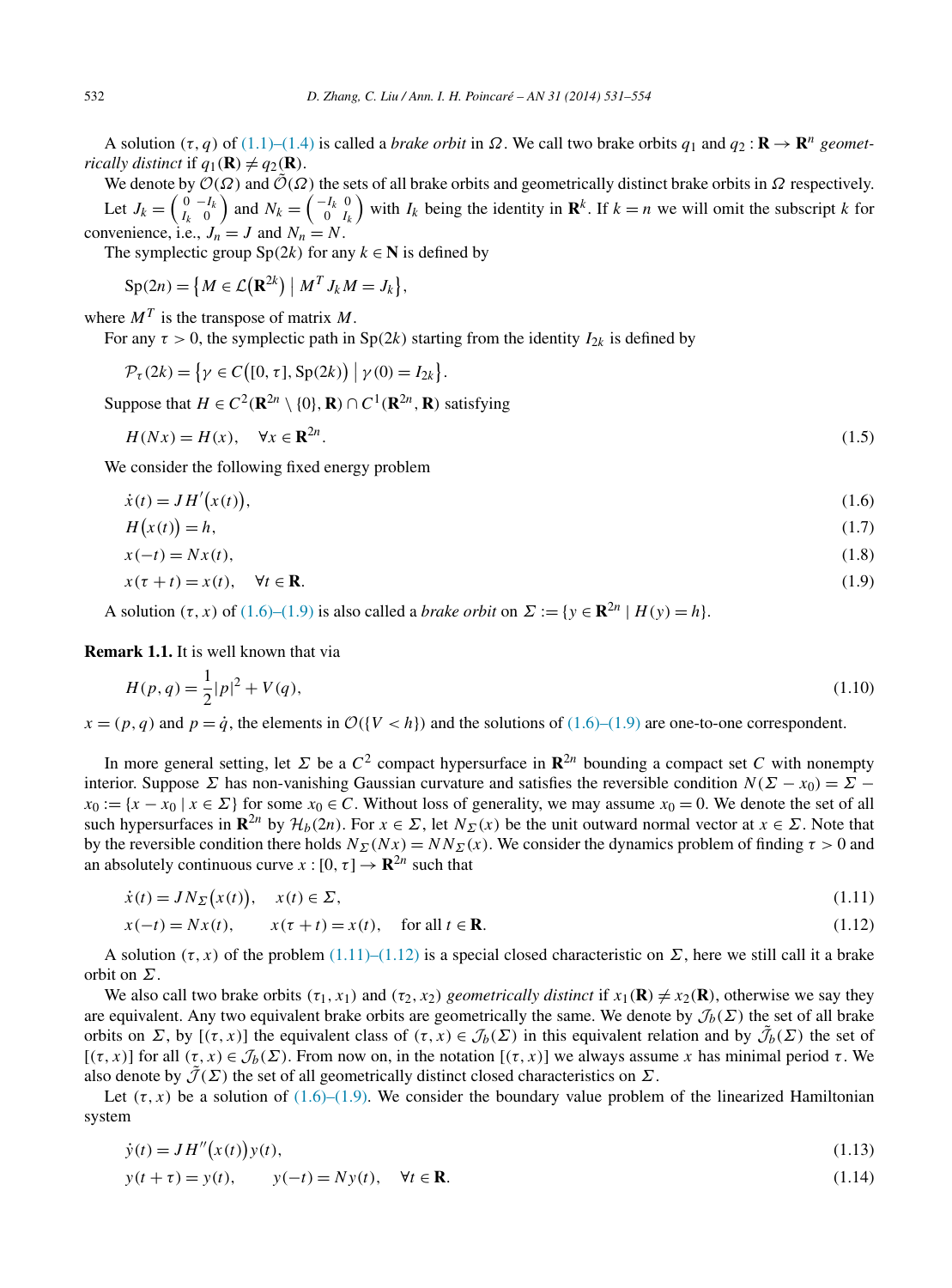A solution $(\tau, q)$ of (1.1)–(1.4) is called a *brake orbit* in $\Omega$. We call two brake orbits $q_1$ and $q_2 : \mathbf{R} \to \mathbf{R}^n$ *geometrically distinct* if $q_1(\mathbf{R}) \neq q_2(\mathbf{R})$.

We denote by $\mathcal{O}(\Omega)$ and $\tilde{\mathcal{O}}(\Omega)$ the sets of all brake orbits and geometrically distinct brake orbits in $\Omega$ respectively.

Let $J_k = \begin{pmatrix} 0 & -I_k \\ I_k & 0 \end{pmatrix}$ and $N_k = \begin{pmatrix} -I_k & 0 \\ 0 & I_k \end{pmatrix}$ with $I_k$ being the identity in $\mathbf{R}^k$. If $k = n$ we will omit the subscript $k$ for convenience, i.e., $J_n = J$ and $N_n = N$.

The symplectic group $\mathrm{Sp}(2k)$ for any $k \in \mathbf{N}$ is defined by

$$\mathrm{Sp}(2n) = \{M \in \mathcal{L}(\mathbf{R}^{2k}) \mid M^T J_k M = J_k\},$$

where $M^T$ is the transpose of matrix $M$.

For any $\tau > 0$, the symplectic path in $\mathrm{Sp}(2k)$ starting from the identity $I_{2k}$ is defined by

$$\mathcal{P}_\tau(2k) = \{\gamma \in C([0, \tau], \mathrm{Sp}(2k)) \mid \gamma(0) = I_{2k}\}.$$

Suppose that $H \in C^2(\mathbf{R}^{2n} \setminus \{0\}, \mathbf{R}) \cap C^1(\mathbf{R}^{2n}, \mathbf{R})$ satisfying

$$H(Nx) = H(x), \quad \forall x \in \mathbf{R}^{2n}. \tag{1.5}$$

We consider the following fixed energy problem

$$\dot{x}(t) = JH'(x(t)), \tag{1.6}$$

$$H(x(t)) = h, \tag{1.7}$$

$$x(-t) = Nx(t), \tag{1.8}$$

$$x(\tau + t) = x(t), \quad \forall t \in \mathbf{R}. \tag{1.9}$$

A solution $(\tau, x)$ of (1.6)–(1.9) is also called a *brake orbit* on $\Sigma := \{y \in \mathbf{R}^{2n} \mid H(y) = h\}$.

**Remark 1.1.** It is well known that via

$$H(p, q) = \frac{1}{2}|p|^2 + V(q), \tag{1.10}$$

$x = (p, q)$ and $p = \dot{q}$, the elements in $\mathcal{O}(\{V < h\})$ and the solutions of (1.6)–(1.9) are one-to-one correspondent.

In more general setting, let $\Sigma$ be a $C^2$ compact hypersurface in $\mathbf{R}^{2n}$ bounding a compact set $C$ with nonempty interior. Suppose $\Sigma$ has non-vanishing Gaussian curvature and satisfies the reversible condition $N(\Sigma - x_0) = \Sigma - x_0 := \{x - x_0 \mid x \in \Sigma\}$ for some $x_0 \in C$. Without loss of generality, we may assume $x_0 = 0$. We denote the set of all such hypersurfaces in $\mathbf{R}^{2n}$ by $\mathcal{H}_b(2n)$. For $x \in \Sigma$, let $N_\Sigma(x)$ be the unit outward normal vector at $x \in \Sigma$. Note that by the reversible condition there holds $N_\Sigma(Nx) = NN_\Sigma(x)$. We consider the dynamics problem of finding $\tau > 0$ and an absolutely continuous curve $x : [0, \tau] \to \mathbf{R}^{2n}$ such that

$$\dot{x}(t) = JN_\Sigma(x(t)), \quad x(t) \in \Sigma, \tag{1.11}$$

$$x(-t) = Nx(t), \qquad x(\tau + t) = x(t), \quad \text{for all } t \in \mathbf{R}. \tag{1.12}$$

A solution $(\tau, x)$ of the problem (1.11)–(1.12) is a special closed characteristic on $\Sigma$, here we still call it a brake orbit on $\Sigma$.

We also call two brake orbits $(\tau_1, x_1)$ and $(\tau_2, x_2)$ *geometrically distinct* if $x_1(\mathbf{R}) \neq x_2(\mathbf{R})$, otherwise we say they are equivalent. Any two equivalent brake orbits are geometrically the same. We denote by $\mathcal{J}_b(\Sigma)$ the set of all brake orbits on $\Sigma$, by $[(\tau, x)]$ the equivalent class of $(\tau, x) \in \mathcal{J}_b(\Sigma)$ in this equivalent relation and by $\tilde{\mathcal{J}}_b(\Sigma)$ the set of $[(\tau, x)]$ for all $(\tau, x) \in \mathcal{J}_b(\Sigma)$. From now on, in the notation $[(\tau, x)]$ we always assume $x$ has minimal period $\tau$. We also denote by $\tilde{\mathcal{J}}(\Sigma)$ the set of all geometrically distinct closed characteristics on $\Sigma$.

Let $(\tau, x)$ be a solution of (1.6)–(1.9). We consider the boundary value problem of the linearized Hamiltonian system

$$\dot{y}(t) = JH''(x(t))y(t), \tag{1.13}$$

$$y(t + \tau) = y(t), \qquad y(-t) = Ny(t), \quad \forall t \in \mathbf{R}. \tag{1.14}$$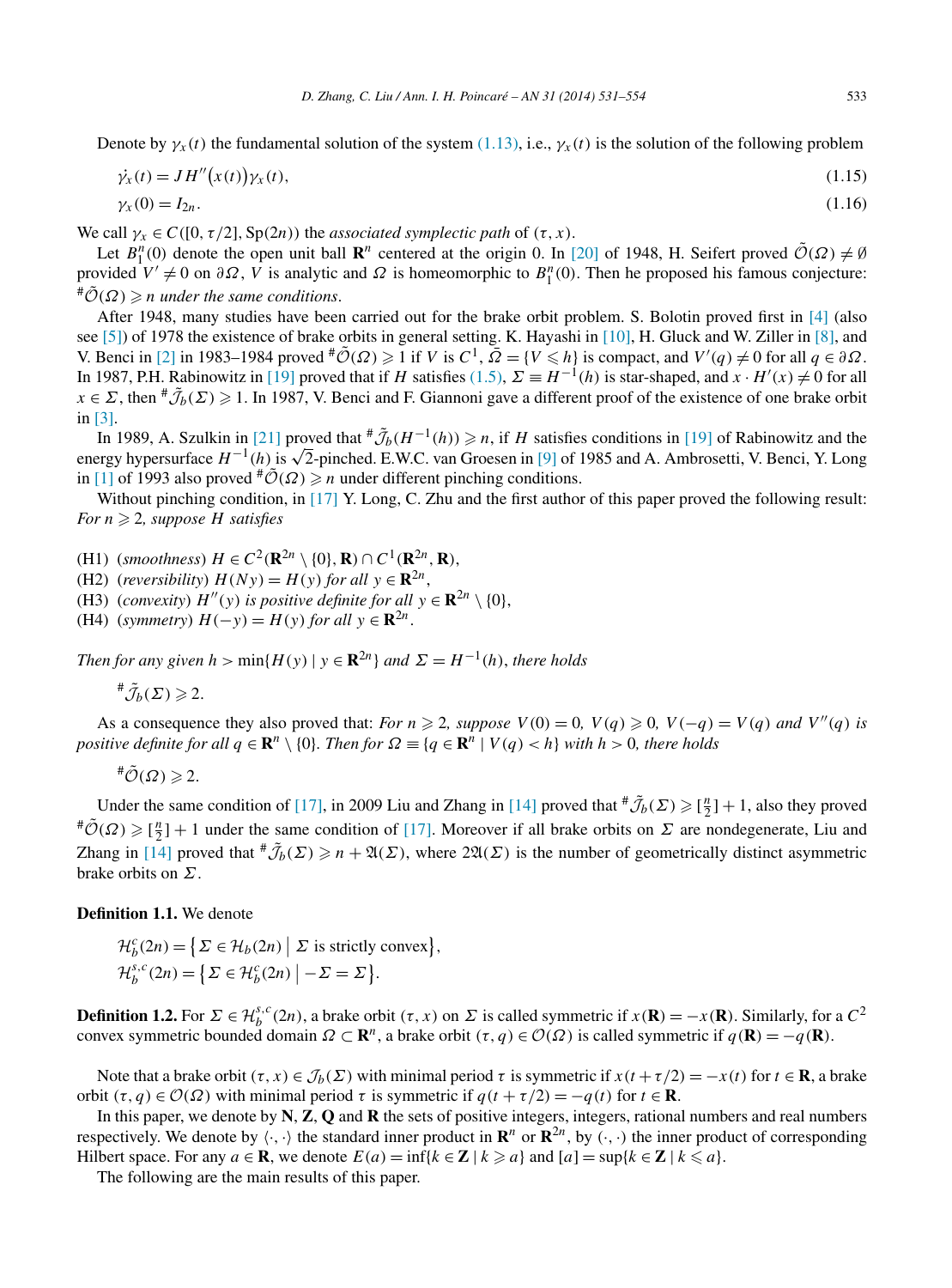Denote by $\gamma_x(t)$ the fundamental solution of the system (1.13), i.e., $\gamma_x(t)$ is the solution of the following problem

$$\dot{\gamma}_x(t) = JH''\big(x(t)\big)\gamma_x(t), \tag{1.15}$$

$$\gamma_x(0) = I_{2n}. \tag{1.16}$$

We call $\gamma_x \in C([0,\tau/2], \mathrm{Sp}(2n))$ the *associated symplectic path* of $(\tau, x)$.

Let $B_1^n(0)$ denote the open unit ball $\mathbf{R}^n$ centered at the origin 0. In [20] of 1948, H. Seifert proved $\tilde{\mathcal{O}}(\Omega) \neq \emptyset$ provided $V' \neq 0$ on $\partial\Omega$, $V$ is analytic and $\Omega$ is homeomorphic to $B_1^n(0)$. Then he proposed his famous conjecture: ${}^{\#}\tilde{\mathcal{O}}(\Omega) \geqslant n$ *under the same conditions*.

After 1948, many studies have been carried out for the brake orbit problem. S. Bolotin proved first in [4] (also see [5]) of 1978 the existence of brake orbits in general setting. K. Hayashi in [10], H. Gluck and W. Ziller in [8], and V. Benci in [2] in 1983–1984 proved ${}^{\#}\tilde{\mathcal{O}}(\Omega) \geqslant 1$ if $V$ is $C^1$, $\bar{\Omega} = \{V \leqslant h\}$ is compact, and $V'(q) \neq 0$ for all $q \in \partial\Omega$. In 1987, P.H. Rabinowitz in [19] proved that if $H$ satisfies (1.5), $\Sigma \equiv H^{-1}(h)$ is star-shaped, and $x \cdot H'(x) \neq 0$ for all $x \in \Sigma$, then ${}^{\#}\tilde{\mathcal{J}}_b(\Sigma) \geqslant 1$. In 1987, V. Benci and F. Giannoni gave a different proof of the existence of one brake orbit in [3].

In 1989, A. Szulkin in [21] proved that ${}^{\#}\tilde{\mathcal{J}}_b(H^{-1}(h)) \geqslant n$, if $H$ satisfies conditions in [19] of Rabinowitz and the energy hypersurface $H^{-1}(h)$ is $\sqrt{2}$-pinched. E.W.C. van Groesen in [9] of 1985 and A. Ambrosetti, V. Benci, Y. Long in [1] of 1993 also proved ${}^{\#}\tilde{\mathcal{O}}(\Omega) \geqslant n$ under different pinching conditions.

Without pinching condition, in [17] Y. Long, C. Zhu and the first author of this paper proved the following result: *For $n \geqslant 2$, suppose $H$ satisfies*

(H1) (*smoothness*) $H \in C^2(\mathbf{R}^{2n} \setminus \{0\}, \mathbf{R}) \cap C^1(\mathbf{R}^{2n}, \mathbf{R})$,
(H2) (*reversibility*) $H(Ny) = H(y)$ *for all* $y \in \mathbf{R}^{2n}$,
(H3) (*convexity*) $H''(y)$ *is positive definite for all* $y \in \mathbf{R}^{2n} \setminus \{0\}$,
(H4) (*symmetry*) $H(-y) = H(y)$ *for all* $y \in \mathbf{R}^{2n}$.

*Then for any given $h > \min\{H(y) \mid y \in \mathbf{R}^{2n}\}$ and $\Sigma = H^{-1}(h)$, there holds*

$${}^{\#}\tilde{\mathcal{J}}_b(\Sigma) \geqslant 2.$$

As a consequence they also proved that: *For $n \geqslant 2$, suppose $V(0) = 0$, $V(q) \geqslant 0$, $V(-q) = V(q)$ and $V''(q)$ is positive definite for all $q \in \mathbf{R}^n \setminus \{0\}$. Then for $\Omega \equiv \{q \in \mathbf{R}^n \mid V(q) < h\}$ with $h > 0$, there holds*

$${}^{\#}\tilde{\mathcal{O}}(\Omega) \geqslant 2.$$

Under the same condition of [17], in 2009 Liu and Zhang in [14] proved that ${}^{\#}\tilde{\mathcal{J}}_b(\Sigma) \geqslant [\frac{n}{2}] + 1$, also they proved ${}^{\#}\tilde{\mathcal{O}}(\Omega) \geqslant [\frac{n}{2}] + 1$ under the same condition of [17]. Moreover if all brake orbits on $\Sigma$ are nondegenerate, Liu and Zhang in [14] proved that ${}^{\#}\tilde{\mathcal{J}}_b(\Sigma) \geqslant n + \mathfrak{A}(\Sigma)$, where $2\mathfrak{A}(\Sigma)$ is the number of geometrically distinct asymmetric brake orbits on $\Sigma$.

**Definition 1.1.** We denote

$$\mathcal{H}_b^c(2n) = \big\{\Sigma \in \mathcal{H}_b(2n) \,\big|\, \Sigma \text{ is strictly convex}\big\},$$
$$\mathcal{H}_b^{s,c}(2n) = \big\{\Sigma \in \mathcal{H}_b^c(2n) \,\big|\, -\Sigma = \Sigma\big\}.$$

**Definition 1.2.** For $\Sigma \in \mathcal{H}_b^{s,c}(2n)$, a brake orbit $(\tau, x)$ on $\Sigma$ is called symmetric if $x(\mathbf{R}) = -x(\mathbf{R})$. Similarly, for a $C^2$ convex symmetric bounded domain $\Omega \subset \mathbf{R}^n$, a brake orbit $(\tau, q) \in \mathcal{O}(\Omega)$ is called symmetric if $q(\mathbf{R}) = -q(\mathbf{R})$.

Note that a brake orbit $(\tau, x) \in \mathcal{J}_b(\Sigma)$ with minimal period $\tau$ is symmetric if $x(t + \tau/2) = -x(t)$ for $t \in \mathbf{R}$, a brake orbit $(\tau, q) \in \mathcal{O}(\Omega)$ with minimal period $\tau$ is symmetric if $q(t + \tau/2) = -q(t)$ for $t \in \mathbf{R}$.

In this paper, we denote by $\mathbf{N}$, $\mathbf{Z}$, $\mathbf{Q}$ and $\mathbf{R}$ the sets of positive integers, integers, rational numbers and real numbers respectively. We denote by $\langle\cdot,\cdot\rangle$ the standard inner product in $\mathbf{R}^n$ or $\mathbf{R}^{2n}$, by $(\cdot,\cdot)$ the inner product of corresponding Hilbert space. For any $a \in \mathbf{R}$, we denote $E(a) = \inf\{k \in \mathbf{Z} \mid k \geqslant a\}$ and $[a] = \sup\{k \in \mathbf{Z} \mid k \leqslant a\}$.

The following are the main results of this paper.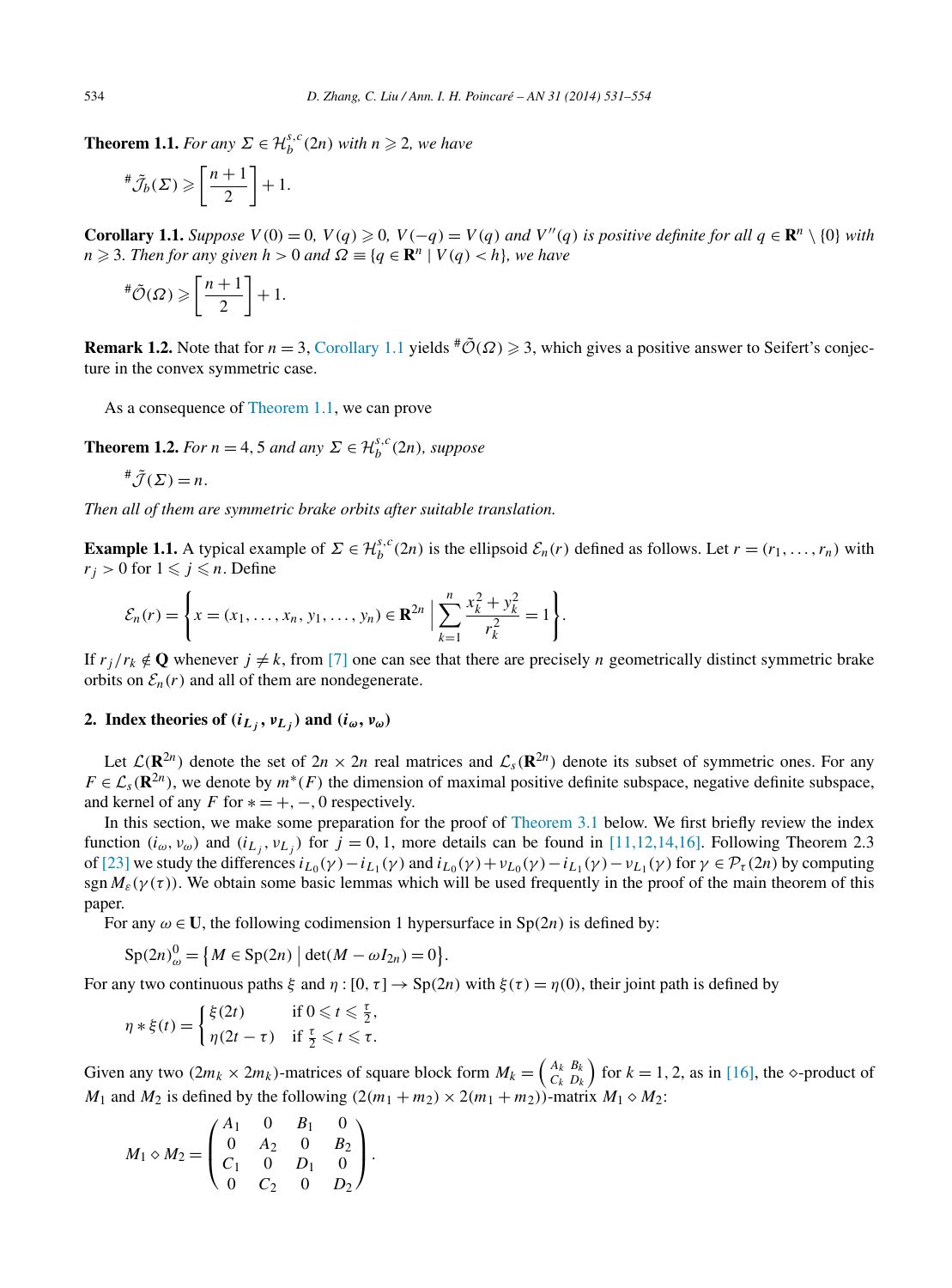**Theorem 1.1.** *For any $\Sigma \in \mathcal{H}_b^{s,c}(2n)$ with $n \geqslant 2$, we have*

$$^{\#}\tilde{\mathcal{J}}_b(\Sigma) \geqslant \left[\frac{n+1}{2}\right] + 1.$$

**Corollary 1.1.** *Suppose $V(0) = 0$, $V(q) \geqslant 0$, $V(-q) = V(q)$ and $V''(q)$ is positive definite for all $q \in \mathbf{R}^n \setminus \{0\}$ with $n \geqslant 3$. Then for any given $h > 0$ and $\Omega \equiv \{q \in \mathbf{R}^n \mid V(q) < h\}$, we have*

$$^{\#}\tilde{\mathcal{O}}(\Omega) \geqslant \left[\frac{n+1}{2}\right] + 1.$$

**Remark 1.2.** Note that for $n = 3$, Corollary 1.1 yields $^{\#}\tilde{\mathcal{O}}(\Omega) \geqslant 3$, which gives a positive answer to Seifert's conjecture in the convex symmetric case.

As a consequence of Theorem 1.1, we can prove

**Theorem 1.2.** *For $n = 4, 5$ and any $\Sigma \in \mathcal{H}_b^{s,c}(2n)$, suppose*

$$^{\#}\tilde{\mathcal{J}}(\Sigma) = n.$$

*Then all of them are symmetric brake orbits after suitable translation.*

**Example 1.1.** A typical example of $\Sigma \in \mathcal{H}_b^{s,c}(2n)$ is the ellipsoid $\mathcal{E}_n(r)$ defined as follows. Let $r = (r_1, \ldots, r_n)$ with $r_j > 0$ for $1 \leqslant j \leqslant n$. Define

$$\mathcal{E}_n(r) = \left\{ x = (x_1, \ldots, x_n, y_1, \ldots, y_n) \in \mathbf{R}^{2n} \;\Big|\; \sum_{k=1}^{n} \frac{x_k^2 + y_k^2}{r_k^2} = 1 \right\}.$$

If $r_j / r_k \notin \mathbf{Q}$ whenever $j \neq k$, from [7] one can see that there are precisely $n$ geometrically distinct symmetric brake orbits on $\mathcal{E}_n(r)$ and all of them are nondegenerate.

## 2. Index theories of $(i_{L_j}, \nu_{L_j})$ and $(i_\omega, \nu_\omega)$

Let $\mathcal{L}(\mathbf{R}^{2n})$ denote the set of $2n \times 2n$ real matrices and $\mathcal{L}_s(\mathbf{R}^{2n})$ denote its subset of symmetric ones. For any $F \in \mathcal{L}_s(\mathbf{R}^{2n})$, we denote by $m^*(F)$ the dimension of maximal positive definite subspace, negative definite subspace, and kernel of any $F$ for $* = +, -, 0$ respectively.

In this section, we make some preparation for the proof of Theorem 3.1 below. We first briefly review the index function $(i_\omega, \nu_\omega)$ and $(i_{L_j}, \nu_{L_j})$ for $j = 0, 1$, more details can be found in [11,12,14,16]. Following Theorem 2.3 of [23] we study the differences $i_{L_0}(\gamma) - i_{L_1}(\gamma)$ and $i_{L_0}(\gamma) + \nu_{L_0}(\gamma) - i_{L_1}(\gamma) - \nu_{L_1}(\gamma)$ for $\gamma \in \mathcal{P}_\tau(2n)$ by computing $\operatorname{sgn} M_\varepsilon(\gamma(\tau))$. We obtain some basic lemmas which will be used frequently in the proof of the main theorem of this paper.

For any $\omega \in \mathbf{U}$, the following codimension 1 hypersurface in $\mathrm{Sp}(2n)$ is defined by:

$$\mathrm{Sp}(2n)^0_\omega = \left\{ M \in \mathrm{Sp}(2n) \;\middle|\; \det(M - \omega I_{2n}) = 0 \right\}.$$

For any two continuous paths $\xi$ and $\eta : [0, \tau] \to \mathrm{Sp}(2n)$ with $\xi(\tau) = \eta(0)$, their joint path is defined by

$$\eta * \xi(t) = \begin{cases} \xi(2t) & \text{if } 0 \leqslant t \leqslant \frac{\tau}{2}, \\ \eta(2t - \tau) & \text{if } \frac{\tau}{2} \leqslant t \leqslant \tau. \end{cases}$$

Given any two $(2m_k \times 2m_k)$-matrices of square block form $M_k = \begin{pmatrix} A_k & B_k \\ C_k & D_k \end{pmatrix}$ for $k = 1, 2$, as in [16], the $\diamond$-product of $M_1$ and $M_2$ is defined by the following $(2(m_1 + m_2) \times 2(m_1 + m_2))$-matrix $M_1 \diamond M_2$:

$$M_1 \diamond M_2 = \begin{pmatrix} A_1 & 0 & B_1 & 0 \\ 0 & A_2 & 0 & B_2 \\ C_1 & 0 & D_1 & 0 \\ 0 & C_2 & 0 & D_2 \end{pmatrix}.$$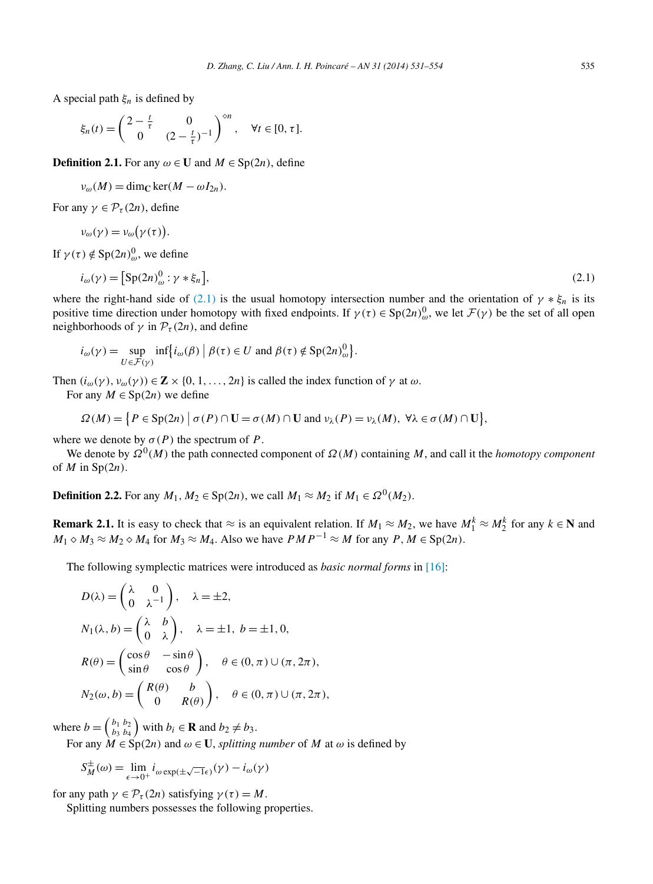A special path $\xi_n$ is defined by

$$\xi_n(t) = \begin{pmatrix} 2 - \frac{t}{\tau} & 0 \\ 0 & (2 - \frac{t}{\tau})^{-1} \end{pmatrix}^{\diamond n}, \quad \forall t \in [0, \tau].$$

**Definition 2.1.** For any $\omega \in \mathbf{U}$ and $M \in \mathrm{Sp}(2n)$, define

$$\nu_\omega(M) = \dim_{\mathbf{C}} \ker(M - \omega I_{2n}).$$

For any $\gamma \in \mathcal{P}_\tau(2n)$, define

$$\nu_\omega(\gamma) = \nu_\omega\bigl(\gamma(\tau)\bigr).$$

If $\gamma(\tau) \notin \mathrm{Sp}(2n)^0_\omega$, we define

$$i_\omega(\gamma) = \bigl[\mathrm{Sp}(2n)^0_\omega : \gamma * \xi_n\bigr], \tag{2.1}$$

where the right-hand side of (2.1) is the usual homotopy intersection number and the orientation of $\gamma * \xi_n$ is its positive time direction under homotopy with fixed endpoints. If $\gamma(\tau) \in \mathrm{Sp}(2n)^0_\omega$, we let $\mathcal{F}(\gamma)$ be the set of all open neighborhoods of $\gamma$ in $\mathcal{P}_\tau(2n)$, and define

$$i_\omega(\gamma) = \sup_{U \in \mathcal{F}(\gamma)} \inf\bigl\{i_\omega(\beta) \bigm| \beta(\tau) \in U \text{ and } \beta(\tau) \notin \mathrm{Sp}(2n)^0_\omega\bigr\}.$$

Then $(i_\omega(\gamma), \nu_\omega(\gamma)) \in \mathbf{Z} \times \{0, 1, \ldots, 2n\}$ is called the index function of $\gamma$ at $\omega$.

For any $M \in \mathrm{Sp}(2n)$ we define

$$\Omega(M) = \bigl\{P \in \mathrm{Sp}(2n) \bigm| \sigma(P) \cap \mathbf{U} = \sigma(M) \cap \mathbf{U} \text{ and } \nu_\lambda(P) = \nu_\lambda(M),\ \forall \lambda \in \sigma(M) \cap \mathbf{U}\bigr\},$$

where we denote by $\sigma(P)$ the spectrum of $P$.

We denote by $\Omega^0(M)$ the path connected component of $\Omega(M)$ containing $M$, and call it the *homotopy component* of $M$ in $\mathrm{Sp}(2n)$.

**Definition 2.2.** For any $M_1, M_2 \in \mathrm{Sp}(2n)$, we call $M_1 \approx M_2$ if $M_1 \in \Omega^0(M_2)$.

**Remark 2.1.** It is easy to check that $\approx$ is an equivalent relation. If $M_1 \approx M_2$, we have $M_1^k \approx M_2^k$ for any $k \in \mathbf{N}$ and $M_1 \diamond M_3 \approx M_2 \diamond M_4$ for $M_3 \approx M_4$. Also we have $PMP^{-1} \approx M$ for any $P, M \in \mathrm{Sp}(2n)$.

The following symplectic matrices were introduced as *basic normal forms* in [16]:

$$D(\lambda) = \begin{pmatrix} \lambda & 0 \\ 0 & \lambda^{-1} \end{pmatrix}, \quad \lambda = \pm 2,$$

$$N_1(\lambda, b) = \begin{pmatrix} \lambda & b \\ 0 & \lambda \end{pmatrix}, \quad \lambda = \pm 1,\ b = \pm 1, 0,$$

$$R(\theta) = \begin{pmatrix} \cos\theta & -\sin\theta \\ \sin\theta & \cos\theta \end{pmatrix}, \quad \theta \in (0, \pi) \cup (\pi, 2\pi),$$

$$N_2(\omega, b) = \begin{pmatrix} R(\theta) & b \\ 0 & R(\theta) \end{pmatrix}, \quad \theta \in (0, \pi) \cup (\pi, 2\pi),$$

where $b = \begin{pmatrix} b_1 & b_2 \\ b_3 & b_4 \end{pmatrix}$ with $b_i \in \mathbf{R}$ and $b_2 \neq b_3$.

For any $M \in \mathrm{Sp}(2n)$ and $\omega \in \mathbf{U}$, *splitting number* of $M$ at $\omega$ is defined by

$$S_M^{\pm}(\omega) = \lim_{\epsilon \to 0^+} i_{\omega \exp(\pm\sqrt{-1}\epsilon)}(\gamma) - i_\omega(\gamma)$$

for any path $\gamma \in \mathcal{P}_\tau(2n)$ satisfying $\gamma(\tau) = M$.

Splitting numbers possesses the following properties.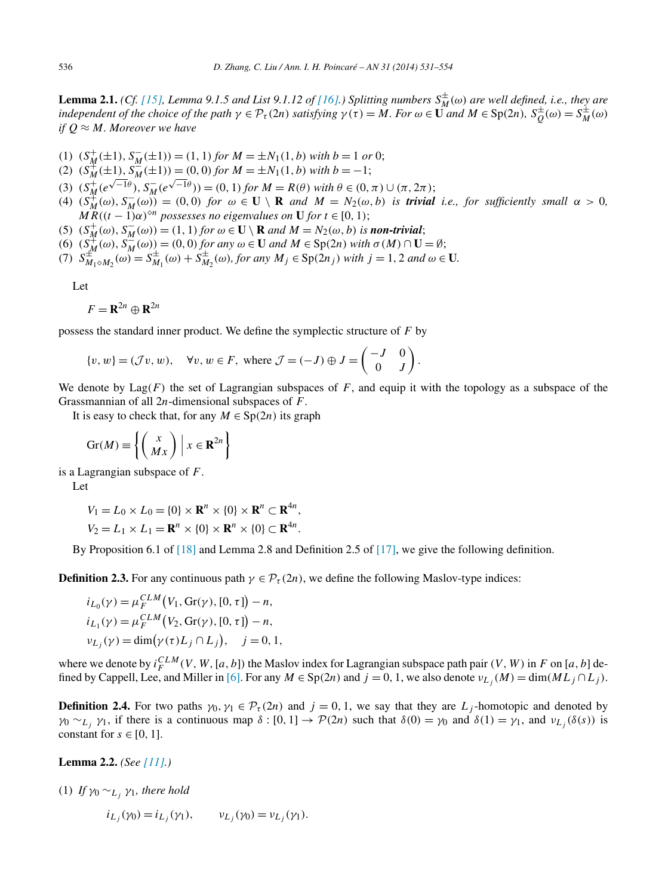**Lemma 2.1.** *(Cf. [15], Lemma 9.1.5 and List 9.1.12 of [16].) Splitting numbers $S_M^{\pm}(\omega)$ are well defined, i.e., they are independent of the choice of the path $\gamma \in \mathcal{P}_\tau(2n)$ satisfying $\gamma(\tau) = M$. For $\omega \in \mathbf{U}$ and $M \in \mathrm{Sp}(2n)$, $S_Q^{\pm}(\omega) = S_M^{\pm}(\omega)$ if $Q \approx M$. Moreover we have*

1. $(S_M^+(\pm 1), S_M^-(\pm 1)) = (1, 1)$ *for* $M = \pm N_1(1, b)$ *with* $b = 1$ *or* $0$;
2. $(S_M^+(\pm 1), S_M^-(\pm 1)) = (0, 0)$ *for* $M = \pm N_1(1, b)$ *with* $b = -1$;
3. $(S_M^+(e^{\sqrt{-1}\theta}), S_M^-(e^{\sqrt{-1}\theta})) = (0, 1)$ *for* $M = R(\theta)$ *with* $\theta \in (0, \pi) \cup (\pi, 2\pi)$;
4. $(S_M^+(\omega), S_M^-(\omega)) = (0, 0)$ *for* $\omega \in \mathbf{U} \setminus \mathbf{R}$ *and* $M = N_2(\omega, b)$ *is* ***trivial*** *i.e., for sufficiently small* $\alpha > 0$, $MR((t-1)\alpha)^{\diamond n}$ *possesses no eigenvalues on* $\mathbf{U}$ *for* $t \in [0, 1)$;
5. $(S_M^+(\omega), S_M^-(\omega)) = (1, 1)$ *for* $\omega \in \mathbf{U} \setminus \mathbf{R}$ *and* $M = N_2(\omega, b)$ *is* ***non-trivial***;
6. $(S_M^+(\omega), S_M^-(\omega)) = (0, 0)$ *for any* $\omega \in \mathbf{U}$ *and* $M \in \mathrm{Sp}(2n)$ *with* $\sigma(M) \cap \mathbf{U} = \emptyset$;
7. $S_{M_1 \diamond M_2}^{\pm}(\omega) = S_{M_1}^{\pm}(\omega) + S_{M_2}^{\pm}(\omega)$, *for any* $M_j \in \mathrm{Sp}(2n_j)$ *with* $j = 1, 2$ *and* $\omega \in \mathbf{U}$.

Let

$$F = \mathbf{R}^{2n} \oplus \mathbf{R}^{2n}$$

possess the standard inner product. We define the symplectic structure of $F$ by

$$\{v, w\} = (\mathcal{J} v, w), \quad \forall v, w \in F, \text{ where } \mathcal{J} = (-J) \oplus J = \begin{pmatrix} -J & 0 \\ 0 & J \end{pmatrix}.$$

We denote by $\mathrm{Lag}(F)$ the set of Lagrangian subspaces of $F$, and equip it with the topology as a subspace of the Grassmannian of all $2n$-dimensional subspaces of $F$.

It is easy to check that, for any $M \in \mathrm{Sp}(2n)$ its graph

$$\mathrm{Gr}(M) \equiv \left\{ \begin{pmatrix} x \\ Mx \end{pmatrix} \;\middle|\; x \in \mathbf{R}^{2n} \right\}$$

is a Lagrangian subspace of $F$.

Let

$$V_1 = L_0 \times L_0 = \{0\} \times \mathbf{R}^n \times \{0\} \times \mathbf{R}^n \subset \mathbf{R}^{4n},$$
$$V_2 = L_1 \times L_1 = \mathbf{R}^n \times \{0\} \times \mathbf{R}^n \times \{0\} \subset \mathbf{R}^{4n}.$$

By Proposition 6.1 of [18] and Lemma 2.8 and Definition 2.5 of [17], we give the following definition.

**Definition 2.3.** For any continuous path $\gamma \in \mathcal{P}_\tau(2n)$, we define the following Maslov-type indices:

$$i_{L_0}(\gamma) = \mu_F^{CLM}\big(V_1, \mathrm{Gr}(\gamma), [0, \tau]\big) - n,$$
$$i_{L_1}(\gamma) = \mu_F^{CLM}\big(V_2, \mathrm{Gr}(\gamma), [0, \tau]\big) - n,$$
$$\nu_{L_j}(\gamma) = \dim\big(\gamma(\tau) L_j \cap L_j\big), \quad j = 0, 1,$$

where we denote by $i_F^{CLM}(V, W, [a, b])$ the Maslov index for Lagrangian subspace path pair $(V, W)$ in $F$ on $[a, b]$ defined by Cappell, Lee, and Miller in [6]. For any $M \in \mathrm{Sp}(2n)$ and $j = 0, 1$, we also denote $\nu_{L_j}(M) = \dim(ML_j \cap L_j)$.

**Definition 2.4.** For two paths $\gamma_0, \gamma_1 \in \mathcal{P}_\tau(2n)$ and $j = 0, 1$, we say that they are $L_j$-homotopic and denoted by $\gamma_0 \sim_{L_j} \gamma_1$, if there is a continuous map $\delta : [0, 1] \to \mathcal{P}(2n)$ such that $\delta(0) = \gamma_0$ and $\delta(1) = \gamma_1$, and $\nu_{L_j}(\delta(s))$ is constant for $s \in [0, 1]$.

**Lemma 2.2.** *(See [11].)*

(1) *If* $\gamma_0 \sim_{L_j} \gamma_1$, *there hold*

$$i_{L_j}(\gamma_0) = i_{L_j}(\gamma_1), \qquad \nu_{L_j}(\gamma_0) = \nu_{L_j}(\gamma_1).$$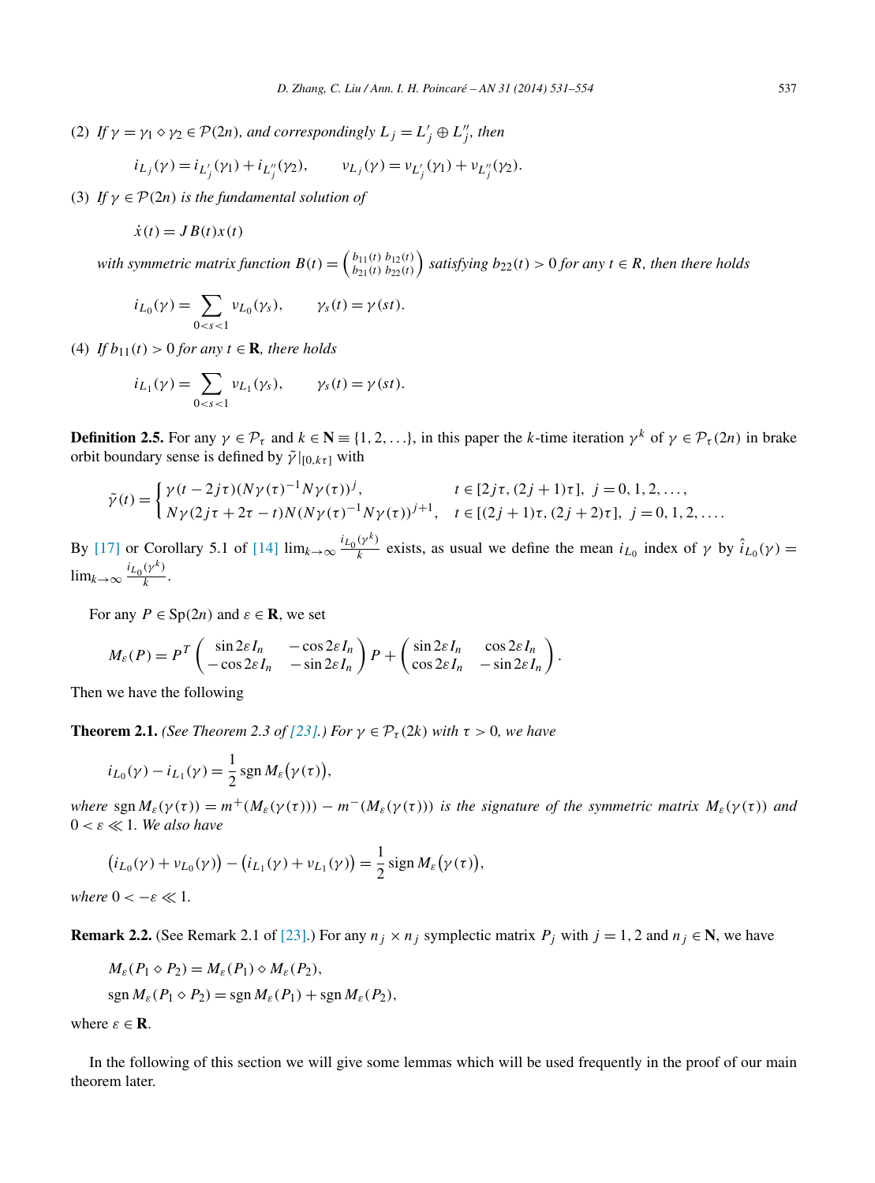(2) *If* $\gamma = \gamma_1 \diamond \gamma_2 \in \mathcal{P}(2n)$, *and correspondingly* $L_j = L_j' \oplus L_j''$, *then*

$$i_{L_j}(\gamma) = i_{L_j'}(\gamma_1) + i_{L_j''}(\gamma_2), \qquad \nu_{L_j}(\gamma) = \nu_{L_j'}(\gamma_1) + \nu_{L_j''}(\gamma_2).$$

(3) *If* $\gamma \in \mathcal{P}(2n)$ *is the fundamental solution of*

$$\dot{x}(t) = JB(t)x(t)$$

*with symmetric matrix function* $B(t) = \begin{pmatrix} b_{11}(t) & b_{12}(t) \\ b_{21}(t) & b_{22}(t) \end{pmatrix}$ *satisfying* $b_{22}(t) > 0$ *for any* $t \in R$, *then there holds*

$$i_{L_0}(\gamma) = \sum_{0<s<1} \nu_{L_0}(\gamma_s), \qquad \gamma_s(t) = \gamma(st).$$

(4) *If* $b_{11}(t) > 0$ *for any* $t \in \mathbf{R}$, *there holds*

$$i_{L_1}(\gamma) = \sum_{0<s<1} \nu_{L_1}(\gamma_s), \qquad \gamma_s(t) = \gamma(st).$$

**Definition 2.5.** For any $\gamma \in \mathcal{P}_\tau$ and $k \in \mathbf{N} \equiv \{1, 2, \ldots\}$, in this paper the $k$-time iteration $\gamma^k$ of $\gamma \in \mathcal{P}_\tau(2n)$ in brake orbit boundary sense is defined by $\tilde{\gamma}|_{[0,k\tau]}$ with

$$\tilde{\gamma}(t) = \begin{cases} \gamma(t - 2j\tau)(N\gamma(\tau)^{-1}N\gamma(\tau))^j, & t \in [2j\tau, (2j+1)\tau],\ j = 0, 1, 2, \ldots, \\ N\gamma(2j\tau + 2\tau - t)N(N\gamma(\tau)^{-1}N\gamma(\tau))^{j+1}, & t \in [(2j+1)\tau, (2j+2)\tau],\ j = 0, 1, 2, \ldots. \end{cases}$$

By [17] or Corollary 5.1 of [14] $\lim_{k\to\infty} \frac{i_{L_0}(\gamma^k)}{k}$ exists, as usual we define the mean $i_{L_0}$ index of $\gamma$ by $\hat{i}_{L_0}(\gamma) = \lim_{k\to\infty} \frac{i_{L_0}(\gamma^k)}{k}$.

For any $P \in \mathrm{Sp}(2n)$ and $\varepsilon \in \mathbf{R}$, we set

$$M_\varepsilon(P) = P^T \begin{pmatrix} \sin 2\varepsilon I_n & -\cos 2\varepsilon I_n \\ -\cos 2\varepsilon I_n & -\sin 2\varepsilon I_n \end{pmatrix} P + \begin{pmatrix} \sin 2\varepsilon I_n & \cos 2\varepsilon I_n \\ \cos 2\varepsilon I_n & -\sin 2\varepsilon I_n \end{pmatrix}.$$

Then we have the following

**Theorem 2.1.** *(See Theorem 2.3 of [23].) For* $\gamma \in \mathcal{P}_\tau(2k)$ *with* $\tau > 0$, *we have*

$$i_{L_0}(\gamma) - i_{L_1}(\gamma) = \frac{1}{2} \operatorname{sgn} M_\varepsilon\big(\gamma(\tau)\big),$$

*where* $\operatorname{sgn} M_\varepsilon(\gamma(\tau)) = m^+(M_\varepsilon(\gamma(\tau))) - m^-(M_\varepsilon(\gamma(\tau)))$ *is the signature of the symmetric matrix* $M_\varepsilon(\gamma(\tau))$ *and* $0 < \varepsilon \ll 1$. *We also have*

$$\big(i_{L_0}(\gamma) + \nu_{L_0}(\gamma)\big) - \big(i_{L_1}(\gamma) + \nu_{L_1}(\gamma)\big) = \frac{1}{2} \operatorname{sign} M_\varepsilon\big(\gamma(\tau)\big),$$

*where* $0 < -\varepsilon \ll 1$.

**Remark 2.2.** (See Remark 2.1 of [23].) For any $n_j \times n_j$ symplectic matrix $P_j$ with $j = 1, 2$ and $n_j \in \mathbf{N}$, we have

$$M_\varepsilon(P_1 \diamond P_2) = M_\varepsilon(P_1) \diamond M_\varepsilon(P_2),$$
$$\operatorname{sgn} M_\varepsilon(P_1 \diamond P_2) = \operatorname{sgn} M_\varepsilon(P_1) + \operatorname{sgn} M_\varepsilon(P_2),$$

where $\varepsilon \in \mathbf{R}$.

In the following of this section we will give some lemmas which will be used frequently in the proof of our main theorem later.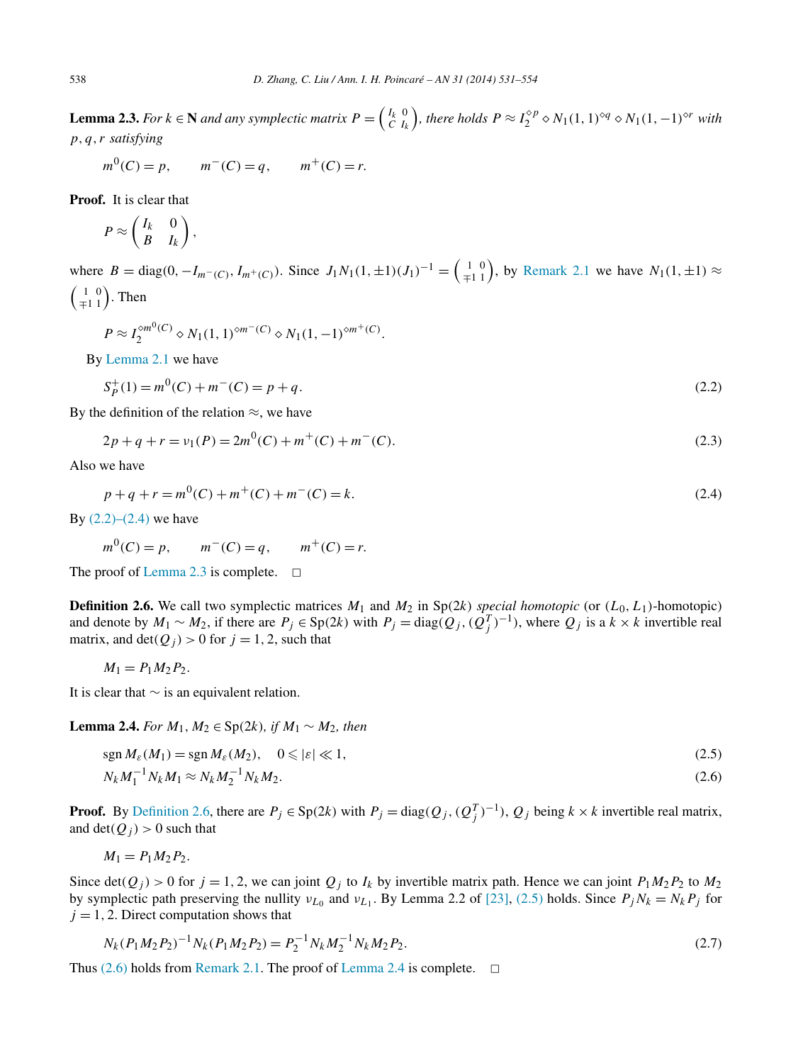**Lemma 2.3.** *For $k \in \mathbf{N}$ and any symplectic matrix $P = \begin{pmatrix} I_k & 0 \\ C & I_k \end{pmatrix}$, there holds $P \approx I_2^{\diamond p} \diamond N_1(1,1)^{\diamond q} \diamond N_1(1,-1)^{\diamond r}$ with $p, q, r$ satisfying*

$$m^0(C) = p, \qquad m^-(C) = q, \qquad m^+(C) = r.$$

**Proof.** It is clear that

$$P \approx \begin{pmatrix} I_k & 0 \\ B & I_k \end{pmatrix},$$

where $B = \operatorname{diag}(0, -I_{m^-(C)}, I_{m^+(C)})$. Since $J_1 N_1(1, \pm 1)(J_1)^{-1} = \begin{pmatrix} 1 & 0 \\ \mp 1 & 1 \end{pmatrix}$, by Remark 2.1 we have $N_1(1, \pm 1) \approx \begin{pmatrix} 1 & 0 \\ \mp 1 & 1 \end{pmatrix}$. Then

$$P \approx I_2^{\diamond m^0(C)} \diamond N_1(1,1)^{\diamond m^-(C)} \diamond N_1(1,-1)^{\diamond m^+(C)}.$$

By Lemma 2.1 we have

$$S_P^+(1) = m^0(C) + m^-(C) = p + q. \tag{2.2}$$

By the definition of the relation $\approx$, we have

$$2p + q + r = \nu_1(P) = 2m^0(C) + m^+(C) + m^-(C). \tag{2.3}$$

Also we have

$$p + q + r = m^0(C) + m^+(C) + m^-(C) = k. \tag{2.4}$$

By (2.2)–(2.4) we have

$$m^0(C) = p, \qquad m^-(C) = q, \qquad m^+(C) = r.$$

The proof of Lemma 2.3 is complete. □

**Definition 2.6.** We call two symplectic matrices $M_1$ and $M_2$ in $\operatorname{Sp}(2k)$ *special homotopic* (or $(L_0, L_1)$-homotopic) and denote by $M_1 \sim M_2$, if there are $P_j \in \operatorname{Sp}(2k)$ with $P_j = \operatorname{diag}(Q_j, (Q_j^T)^{-1})$, where $Q_j$ is a $k \times k$ invertible real matrix, and $\det(Q_j) > 0$ for $j = 1, 2$, such that

$$M_1 = P_1 M_2 P_2.$$

It is clear that $\sim$ is an equivalent relation.

**Lemma 2.4.** *For $M_1, M_2 \in \operatorname{Sp}(2k)$, if $M_1 \sim M_2$, then*

$$\operatorname{sgn} M_\varepsilon(M_1) = \operatorname{sgn} M_\varepsilon(M_2), \quad 0 \leqslant |\varepsilon| \ll 1, \tag{2.5}$$

$$N_k M_1^{-1} N_k M_1 \approx N_k M_2^{-1} N_k M_2. \tag{2.6}$$

**Proof.** By Definition 2.6, there are $P_j \in \operatorname{Sp}(2k)$ with $P_j = \operatorname{diag}(Q_j, (Q_j^T)^{-1})$, $Q_j$ being $k \times k$ invertible real matrix, and $\det(Q_j) > 0$ such that

$$M_1 = P_1 M_2 P_2.$$

Since $\det(Q_j) > 0$ for $j = 1, 2$, we can joint $Q_j$ to $I_k$ by invertible matrix path. Hence we can joint $P_1 M_2 P_2$ to $M_2$ by symplectic path preserving the nullity $\nu_{L_0}$ and $\nu_{L_1}$. By Lemma 2.2 of [23], (2.5) holds. Since $P_j N_k = N_k P_j$ for $j = 1, 2$. Direct computation shows that

$$N_k (P_1 M_2 P_2)^{-1} N_k (P_1 M_2 P_2) = P_2^{-1} N_k M_2^{-1} N_k M_2 P_2. \tag{2.7}$$

Thus (2.6) holds from Remark 2.1. The proof of Lemma 2.4 is complete. □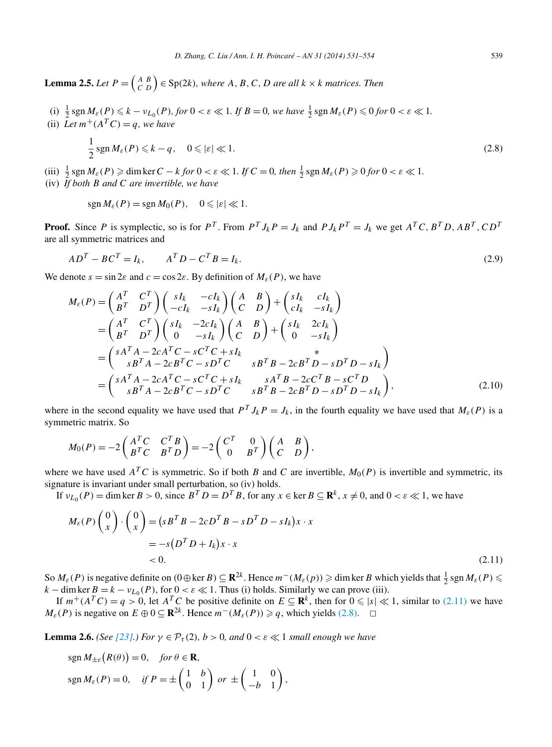**Lemma 2.5.** *Let* $P = \begin{pmatrix} A & B \\ C & D \end{pmatrix} \in \mathrm{Sp}(2k)$*, where* $A, B, C, D$ *are all* $k \times k$ *matrices. Then*

- (i) $\frac{1}{2}\operatorname{sgn} M_\varepsilon(P) \leqslant k - \nu_{L_0}(P)$*, for* $0 < \varepsilon \ll 1$*. If* $B = 0$*, we have* $\frac{1}{2}\operatorname{sgn} M_\varepsilon(P) \leqslant 0$ *for* $0 < \varepsilon \ll 1$*.*
- (ii) *Let* $m^+(A^T C) = q$*, we have*

$$\frac{1}{2}\operatorname{sgn} M_\varepsilon(P) \leqslant k - q, \quad 0 \leqslant |\varepsilon| \ll 1. \tag{2.8}$$

- (iii) $\frac{1}{2}\operatorname{sgn} M_\varepsilon(P) \geqslant \dim\ker C - k$ *for* $0 < \varepsilon \ll 1$*. If* $C = 0$*, then* $\frac{1}{2}\operatorname{sgn} M_\varepsilon(P) \geqslant 0$ *for* $0 < \varepsilon \ll 1$*.*
- (iv) *If both* $B$ *and* $C$ *are invertible, we have*

$$\operatorname{sgn} M_\varepsilon(P) = \operatorname{sgn} M_0(P), \quad 0 \leqslant |\varepsilon| \ll 1.$$

**Proof.** Since $P$ is symplectic, so is for $P^T$. From $P^T J_k P = J_k$ and $P J_k P^T = J_k$ we get $A^T C, B^T D, AB^T, CD^T$ are all symmetric matrices and

$$AD^T - BC^T = I_k, \qquad A^T D - C^T B = I_k. \tag{2.9}$$

We denote $s = \sin 2\varepsilon$ and $c = \cos 2\varepsilon$. By definition of $M_\varepsilon(P)$, we have

$$\begin{aligned}
M_\varepsilon(P) &= \begin{pmatrix} A^T & C^T \\ B^T & D^T \end{pmatrix}\begin{pmatrix} sI_k & -cI_k \\ -cI_k & -sI_k \end{pmatrix}\begin{pmatrix} A & B \\ C & D \end{pmatrix} + \begin{pmatrix} sI_k & cI_k \\ cI_k & -sI_k \end{pmatrix} \\
&= \begin{pmatrix} A^T & C^T \\ B^T & D^T \end{pmatrix}\begin{pmatrix} sI_k & -2cI_k \\ 0 & -sI_k \end{pmatrix}\begin{pmatrix} A & B \\ C & D \end{pmatrix} + \begin{pmatrix} sI_k & 2cI_k \\ 0 & -sI_k \end{pmatrix} \\
&= \begin{pmatrix} sA^TA - 2cA^TC - sC^TC + sI_k & * \\ sB^TA - 2cB^TC - sD^TC & sB^TB - 2cB^TD - sD^TD - sI_k \end{pmatrix} \\
&= \begin{pmatrix} sA^TA - 2cA^TC - sC^TC + sI_k & sA^TB - 2cC^TB - sC^TD \\ sB^TA - 2cB^TC - sD^TC & sB^TB - 2cB^TD - sD^TD - sI_k \end{pmatrix},
\end{aligned} \tag{2.10}$$

where in the second equality we have used that $P^T J_k P = J_k$, in the fourth equality we have used that $M_\varepsilon(P)$ is a symmetric matrix. So

$$M_0(P) = -2\begin{pmatrix} A^TC & C^TB \\ B^TC & B^TD \end{pmatrix} = -2\begin{pmatrix} C^T & 0 \\ 0 & B^T \end{pmatrix}\begin{pmatrix} A & B \\ C & D \end{pmatrix},$$

where we have used $A^TC$ is symmetric. So if both $B$ and $C$ are invertible, $M_0(P)$ is invertible and symmetric, its signature is invariant under small perturbation, so (iv) holds.

If $\nu_{L_0}(P) = \dim\ker B > 0$, since $B^TD = D^TB$, for any $x \in \ker B \subseteq \mathbf{R}^k$, $x \neq 0$, and $0 < \varepsilon \ll 1$, we have

$$\begin{aligned}
M_\varepsilon(P)\begin{pmatrix} 0 \\ x \end{pmatrix} \cdot \begin{pmatrix} 0 \\ x \end{pmatrix} &= \left(sB^TB - 2cD^TB - sD^TD - sI_k\right)x \cdot x \\
&= -s\left(D^TD + I_k\right)x \cdot x \\
&< 0.
\end{aligned} \tag{2.11}$$

So $M_\varepsilon(P)$ is negative definite on $(0 \oplus \ker B) \subseteq \mathbf{R}^{2k}$. Hence $m^-(M_\varepsilon(p)) \geqslant \dim\ker B$ which yields that $\frac{1}{2}\operatorname{sgn} M_\varepsilon(P) \leqslant k - \dim\ker B = k - \nu_{L_0}(P)$, for $0 < \varepsilon \ll 1$. Thus (i) holds. Similarly we can prove (iii).

If $m^+(A^TC) = q > 0$, let $A^TC$ be positive definite on $E \subseteq \mathbf{R}^k$, then for $0 \leqslant |s| \ll 1$, similar to (2.11) we have $M_\varepsilon(P)$ is negative on $E \oplus 0 \subseteq \mathbf{R}^{2k}$. Hence $m^-(M_\varepsilon(P)) \geqslant q$, which yields (2.8). $\square$

**Lemma 2.6.** *(See [23].) For* $\gamma \in \mathcal{P}_\tau(2)$*,* $b > 0$*, and* $0 < \varepsilon \ll 1$ *small enough we have*

$$\operatorname{sgn} M_{\pm\varepsilon}\big(R(\theta)\big) = 0, \quad \text{for } \theta \in \mathbf{R},$$

$$\operatorname{sgn} M_\varepsilon(P) = 0, \quad \text{if } P = \pm\begin{pmatrix} 1 & b \\ 0 & 1 \end{pmatrix} \text{ or } \pm\begin{pmatrix} 1 & 0 \\ -b & 1 \end{pmatrix},$$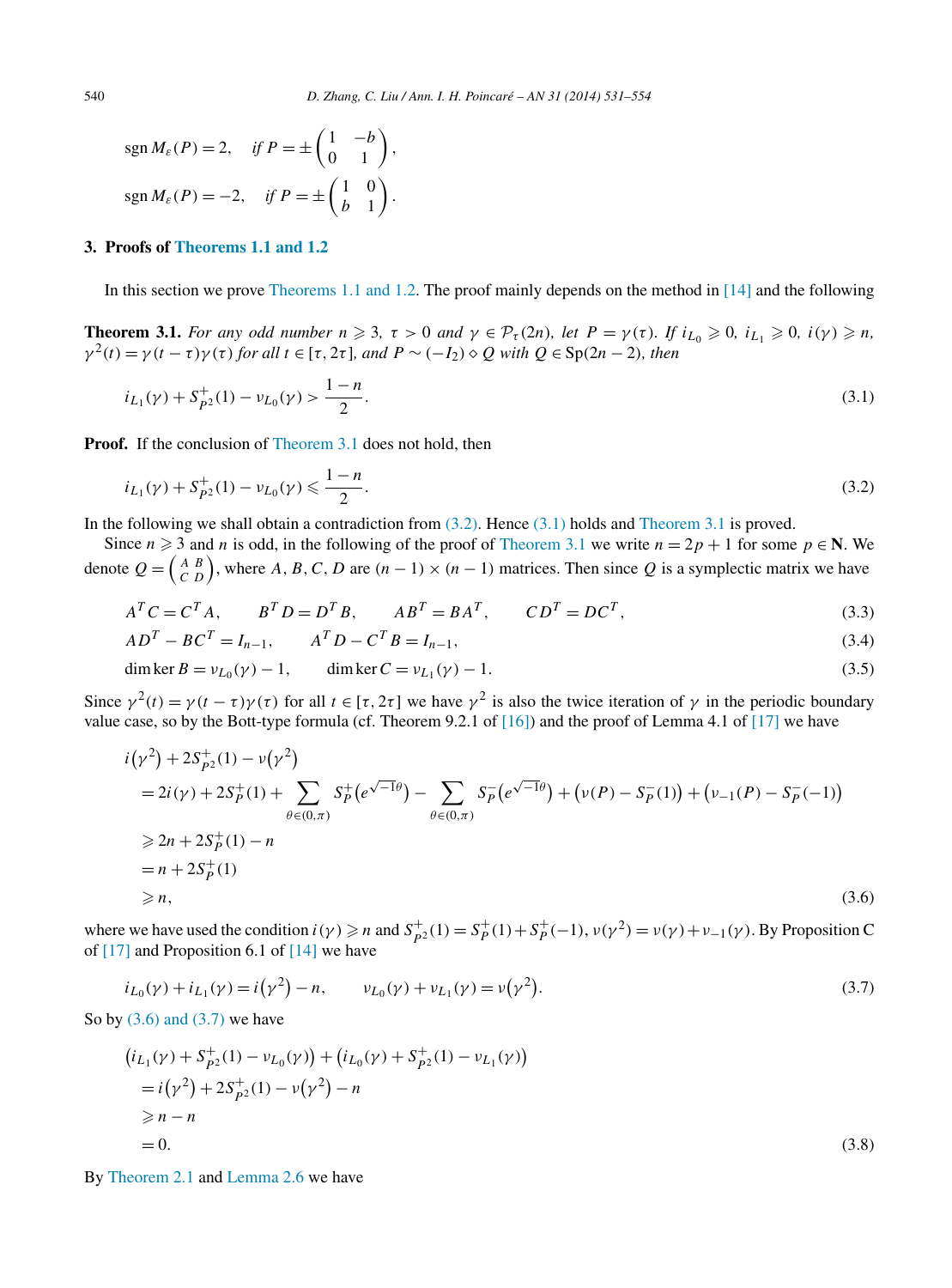$$\operatorname{sgn} M_\varepsilon(P) = 2, \quad \text{if } P = \pm\begin{pmatrix} 1 & -b \\ 0 & 1 \end{pmatrix},$$

$$\operatorname{sgn} M_\varepsilon(P) = -2, \quad \text{if } P = \pm\begin{pmatrix} 1 & 0 \\ b & 1 \end{pmatrix}.$$

## 3. Proofs of Theorems 1.1 and 1.2

In this section we prove Theorems 1.1 and 1.2. The proof mainly depends on the method in [14] and the following

**Theorem 3.1.** *For any odd number $n \geqslant 3$, $\tau > 0$ and $\gamma \in \mathcal{P}_\tau(2n)$, let $P = \gamma(\tau)$. If $i_{L_0} \geqslant 0$, $i_{L_1} \geqslant 0$, $i(\gamma) \geqslant n$, $\gamma^2(t) = \gamma(t-\tau)\gamma(\tau)$ for all $t \in [\tau, 2\tau]$, and $P \sim (-I_2) \diamond Q$ with $Q \in \mathrm{Sp}(2n-2)$, then*

$$i_{L_1}(\gamma) + S^+_{P^2}(1) - \nu_{L_0}(\gamma) > \frac{1-n}{2}. \tag{3.1}$$

**Proof.** If the conclusion of Theorem 3.1 does not hold, then

$$i_{L_1}(\gamma) + S^+_{P^2}(1) - \nu_{L_0}(\gamma) \leqslant \frac{1-n}{2}. \tag{3.2}$$

In the following we shall obtain a contradiction from (3.2). Hence (3.1) holds and Theorem 3.1 is proved.

Since $n \geqslant 3$ and $n$ is odd, in the following of the proof of Theorem 3.1 we write $n = 2p+1$ for some $p \in \mathbf{N}$. We denote $Q = \begin{pmatrix} A & B \\ C & D \end{pmatrix}$, where $A, B, C, D$ are $(n-1)\times(n-1)$ matrices. Then since $Q$ is a symplectic matrix we have

$$A^T C = C^T A, \qquad B^T D = D^T B, \qquad AB^T = BA^T, \qquad CD^T = DC^T, \tag{3.3}$$

$$AD^T - BC^T = I_{n-1}, \qquad A^T D - C^T B = I_{n-1}, \tag{3.4}$$

$$\dim\ker B = \nu_{L_0}(\gamma) - 1, \qquad \dim\ker C = \nu_{L_1}(\gamma) - 1. \tag{3.5}$$

Since $\gamma^2(t) = \gamma(t-\tau)\gamma(\tau)$ for all $t \in [\tau, 2\tau]$ we have $\gamma^2$ is also the twice iteration of $\gamma$ in the periodic boundary value case, so by the Bott-type formula (cf. Theorem 9.2.1 of [16]) and the proof of Lemma 4.1 of [17] we have

$$\begin{aligned}
&i(\gamma^2) + 2S^+_{P^2}(1) - \nu(\gamma^2) \\
&\quad = 2i(\gamma) + 2S^+_P(1) + \sum_{\theta\in(0,\pi)} S^+_P\big(e^{\sqrt{-1}\theta}\big) - \sum_{\theta\in(0,\pi)} S^-_P\big(e^{\sqrt{-1}\theta}\big) + \big(\nu(P) - S^-_P(1)\big) + \big(\nu_{-1}(P) - S^-_P(-1)\big) \\
&\quad \geqslant 2n + 2S^+_P(1) - n \\
&\quad = n + 2S^+_P(1) \\
&\quad \geqslant n,
\end{aligned} \tag{3.6}$$

where we have used the condition $i(\gamma) \geqslant n$ and $S^+_{P^2}(1) = S^+_P(1) + S^+_P(-1)$, $\nu(\gamma^2) = \nu(\gamma) + \nu_{-1}(\gamma)$. By Proposition C of [17] and Proposition 6.1 of [14] we have

$$i_{L_0}(\gamma) + i_{L_1}(\gamma) = i(\gamma^2) - n, \qquad \nu_{L_0}(\gamma) + \nu_{L_1}(\gamma) = \nu(\gamma^2). \tag{3.7}$$

So by (3.6) and (3.7) we have

$$\begin{aligned}
&\big(i_{L_1}(\gamma) + S^+_{P^2}(1) - \nu_{L_0}(\gamma)\big) + \big(i_{L_0}(\gamma) + S^+_{P^2}(1) - \nu_{L_1}(\gamma)\big) \\
&\quad = i(\gamma^2) + 2S^+_{P^2}(1) - \nu(\gamma^2) - n \\
&\quad \geqslant n - n \\
&\quad = 0.
\end{aligned} \tag{3.8}$$

By Theorem 2.1 and Lemma 2.6 we have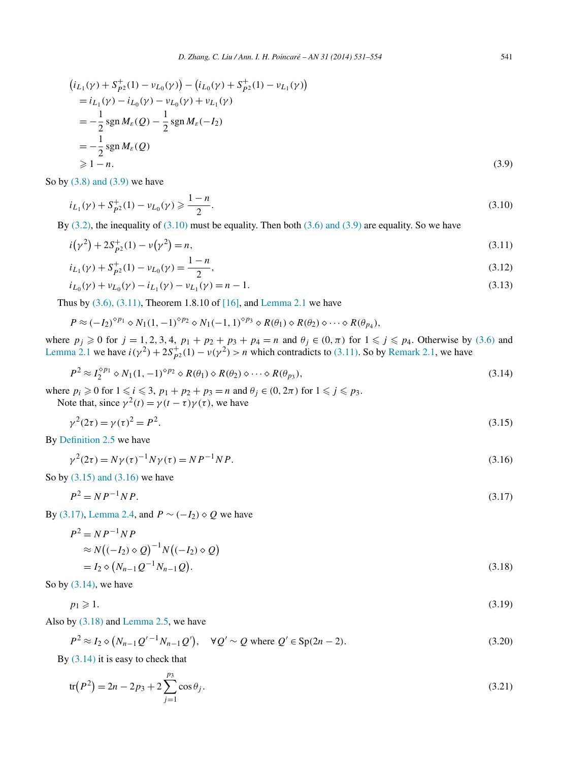$$
\begin{aligned}
&\big(i_{L_1}(\gamma) + S^+_{P^2}(1) - \nu_{L_0}(\gamma)\big) - \big(i_{L_0}(\gamma) + S^+_{P^2}(1) - \nu_{L_1}(\gamma)\big) \\
&\quad = i_{L_1}(\gamma) - i_{L_0}(\gamma) - \nu_{L_0}(\gamma) + \nu_{L_1}(\gamma) \\
&\quad = -\frac{1}{2}\operatorname{sgn} M_\varepsilon(Q) - \frac{1}{2}\operatorname{sgn} M_\varepsilon(-I_2) \\
&\quad = -\frac{1}{2}\operatorname{sgn} M_\varepsilon(Q) \\
&\quad \geqslant 1-n. 
\end{aligned}
\tag{3.9}
$$

So by (3.8) and (3.9) we have

$$
i_{L_1}(\gamma) + S^+_{P^2}(1) - \nu_{L_0}(\gamma) \geqslant \frac{1-n}{2}. \tag{3.10}
$$

By (3.2), the inequality of (3.10) must be equality. Then both (3.6) and (3.9) are equality. So we have

$$
i\big(\gamma^2\big) + 2S^+_{P^2}(1) - \nu\big(\gamma^2\big) = n, \tag{3.11}
$$

$$
i_{L_1}(\gamma) + S^+_{P^2}(1) - \nu_{L_0}(\gamma) = \frac{1-n}{2}, \tag{3.12}
$$

$$
i_{L_0}(\gamma) + \nu_{L_0}(\gamma) - i_{L_1}(\gamma) - \nu_{L_1}(\gamma) = n-1. \tag{3.13}
$$

Thus by (3.6), (3.11), Theorem 1.8.10 of [16], and Lemma 2.1 we have

$$
P \approx (-I_2)^{\diamond p_1} \diamond N_1(1,-1)^{\diamond p_2} \diamond N_1(-1,1)^{\diamond p_3} \diamond R(\theta_1) \diamond R(\theta_2) \diamond \cdots \diamond R(\theta_{p_4}),
$$

where $p_j \geqslant 0$ for $j = 1,2,3,4$, $p_1 + p_2 + p_3 + p_4 = n$ and $\theta_j \in (0,\pi)$ for $1 \leqslant j \leqslant p_4$. Otherwise by (3.6) and Lemma 2.1 we have $i(\gamma^2) + 2S^+_{P^2}(1) - \nu(\gamma^2) > n$ which contradicts to (3.11). So by Remark 2.1, we have

$$
P^2 \approx I_2^{\diamond p_1} \diamond N_1(1,-1)^{\diamond p_2} \diamond R(\theta_1) \diamond R(\theta_2) \diamond \cdots \diamond R(\theta_{p_3}), \tag{3.14}
$$

where $p_i \geqslant 0$ for $1 \leqslant i \leqslant 3$, $p_1 + p_2 + p_3 = n$ and $\theta_j \in (0, 2\pi)$ for $1 \leqslant j \leqslant p_3$.

Note that, since $\gamma^2(t) = \gamma(t-\tau)\gamma(\tau)$, we have

$$
\gamma^2(2\tau) = \gamma(\tau)^2 = P^2. \tag{3.15}
$$

By Definition 2.5 we have

$$
\gamma^2(2\tau) = N\gamma(\tau)^{-1}N\gamma(\tau) = NP^{-1}NP. \tag{3.16}
$$

So by (3.15) and (3.16) we have

$$
P^2 = NP^{-1}NP. \tag{3.17}
$$

By (3.17), Lemma 2.4, and $P \sim (-I_2) \diamond Q$ we have

$$
\begin{aligned}
P^2 &= NP^{-1}NP \\
&\approx N\big((-I_2)\diamond Q\big)^{-1} N\big((-I_2)\diamond Q\big) \\
&= I_2 \diamond \big(N_{n-1}Q^{-1}N_{n-1}Q\big).
\end{aligned}
\tag{3.18}
$$

So by (3.14), we have

$$
p_1 \geqslant 1. \tag{3.19}
$$

Also by (3.18) and Lemma 2.5, we have

$$
P^2 \approx I_2 \diamond \big(N_{n-1}Q'^{-1}N_{n-1}Q'\big), \quad \forall Q' \sim Q \text{ where } Q' \in \operatorname{Sp}(2n-2). \tag{3.20}
$$

By (3.14) it is easy to check that

$$
\operatorname{tr}\big(P^2\big) = 2n - 2p_3 + 2\sum_{j=1}^{p_3} \cos\theta_j. \tag{3.21}
$$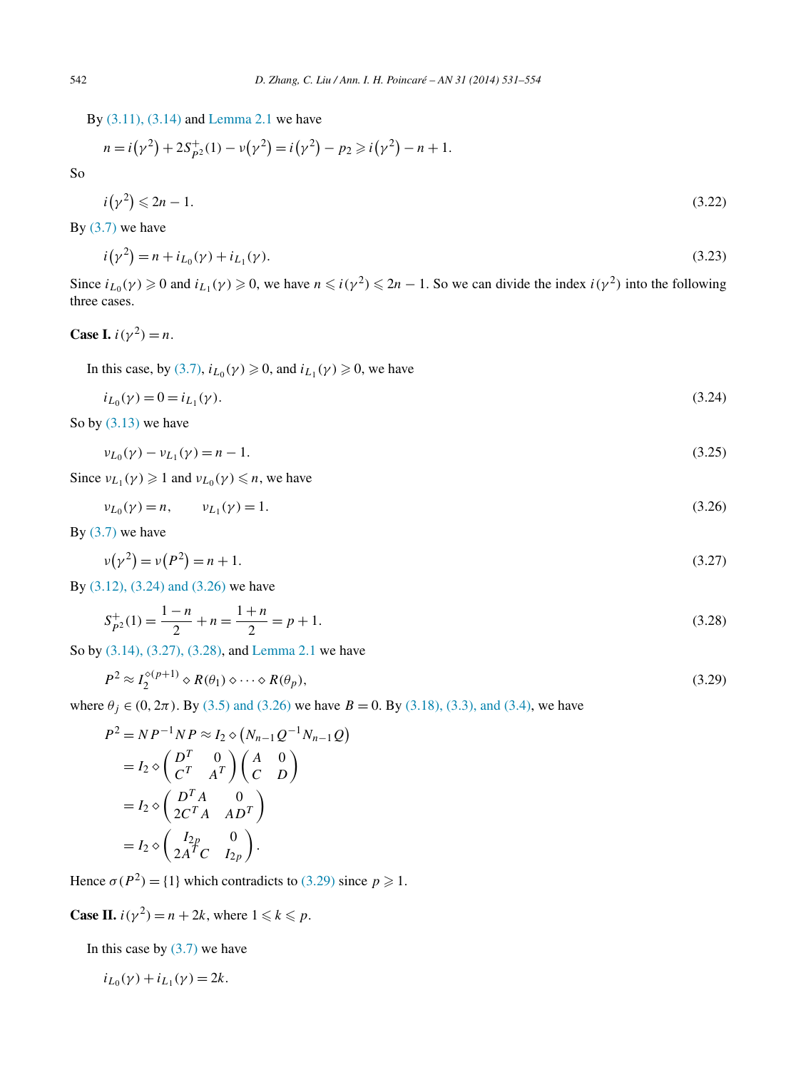By (3.11), (3.14) and Lemma 2.1 we have

$$n = i(\gamma^2) + 2S^+_{P^2}(1) - \nu(\gamma^2) = i(\gamma^2) - p_2 \geqslant i(\gamma^2) - n + 1.$$

So

$$i(\gamma^2) \leqslant 2n - 1. \tag{3.22}$$

By (3.7) we have

$$i(\gamma^2) = n + i_{L_0}(\gamma) + i_{L_1}(\gamma). \tag{3.23}$$

Since $i_{L_0}(\gamma) \geqslant 0$ and $i_{L_1}(\gamma) \geqslant 0$, we have $n \leqslant i(\gamma^2) \leqslant 2n - 1$. So we can divide the index $i(\gamma^2)$ into the following three cases.

**Case I.** $i(\gamma^2) = n$.

In this case, by (3.7), $i_{L_0}(\gamma) \geqslant 0$, and $i_{L_1}(\gamma) \geqslant 0$, we have

$$i_{L_0}(\gamma) = 0 = i_{L_1}(\gamma). \tag{3.24}$$

So by (3.13) we have

$$\nu_{L_0}(\gamma) - \nu_{L_1}(\gamma) = n - 1. \tag{3.25}$$

Since $\nu_{L_1}(\gamma) \geqslant 1$ and $\nu_{L_0}(\gamma) \leqslant n$, we have

$$\nu_{L_0}(\gamma) = n, \qquad \nu_{L_1}(\gamma) = 1. \tag{3.26}$$

By (3.7) we have

$$\nu(\gamma^2) = \nu(P^2) = n + 1. \tag{3.27}$$

By (3.12), (3.24) and (3.26) we have

$$S^+_{P^2}(1) = \frac{1-n}{2} + n = \frac{1+n}{2} = p + 1. \tag{3.28}$$

So by (3.14), (3.27), (3.28), and Lemma 2.1 we have

$$P^2 \approx I_2^{\diamond(p+1)} \diamond R(\theta_1) \diamond \cdots \diamond R(\theta_p), \tag{3.29}$$

where $\theta_j \in (0, 2\pi)$. By (3.5) and (3.26) we have $B = 0$. By (3.18), (3.3), and (3.4), we have

$$\begin{aligned}
P^2 = NP^{-1}NP &\approx I_2 \diamond \left(N_{n-1}Q^{-1}N_{n-1}Q\right) \\
&= I_2 \diamond \begin{pmatrix} D^T & 0 \\ C^T & A^T \end{pmatrix} \begin{pmatrix} A & 0 \\ C & D \end{pmatrix} \\
&= I_2 \diamond \begin{pmatrix} D^T A & 0 \\ 2C^T A & AD^T \end{pmatrix} \\
&= I_2 \diamond \begin{pmatrix} I_{2p} & 0 \\ 2A^T C & I_{2p} \end{pmatrix}.
\end{aligned}$$

Hence $\sigma(P^2) = \{1\}$ which contradicts to (3.29) since $p \geqslant 1$.

**Case II.** $i(\gamma^2) = n + 2k$, where $1 \leqslant k \leqslant p$.

In this case by (3.7) we have

$$i_{L_0}(\gamma) + i_{L_1}(\gamma) = 2k.$$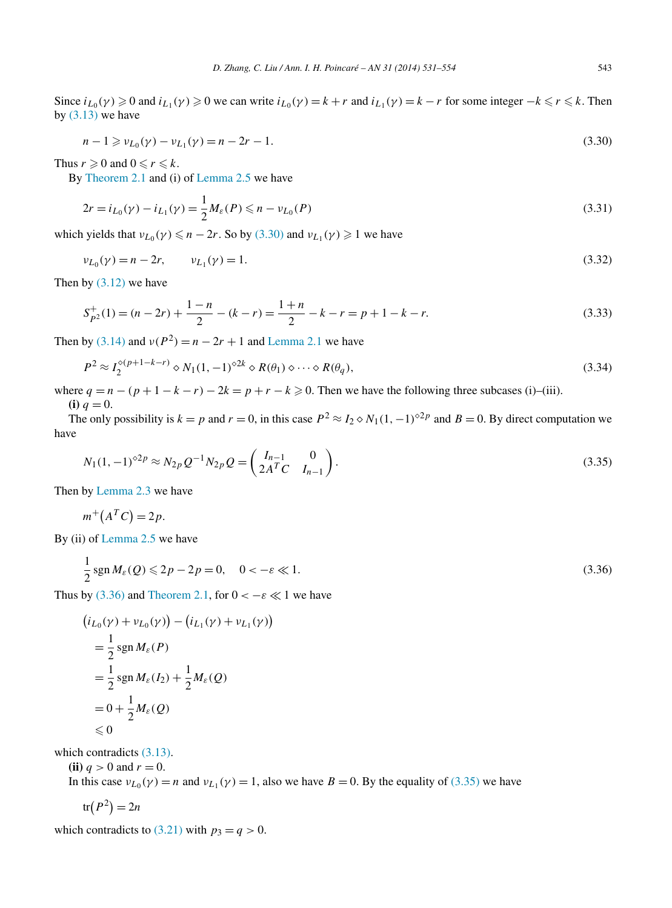Since $i_{L_0}(\gamma) \geqslant 0$ and $i_{L_1}(\gamma) \geqslant 0$ we can write $i_{L_0}(\gamma) = k + r$ and $i_{L_1}(\gamma) = k - r$ for some integer $-k \leqslant r \leqslant k$. Then by (3.13) we have

$$n - 1 \geqslant \nu_{L_0}(\gamma) - \nu_{L_1}(\gamma) = n - 2r - 1. \tag{3.30}$$

Thus $r \geqslant 0$ and $0 \leqslant r \leqslant k$.

By Theorem 2.1 and (i) of Lemma 2.5 we have

$$2r = i_{L_0}(\gamma) - i_{L_1}(\gamma) = \frac{1}{2} M_\varepsilon(P) \leqslant n - \nu_{L_0}(P) \tag{3.31}$$

which yields that $\nu_{L_0}(\gamma) \leqslant n - 2r$. So by (3.30) and $\nu_{L_1}(\gamma) \geqslant 1$ we have

$$\nu_{L_0}(\gamma) = n - 2r, \qquad \nu_{L_1}(\gamma) = 1. \tag{3.32}$$

Then by (3.12) we have

$$S^+_{P^2}(1) = (n - 2r) + \frac{1-n}{2} - (k - r) = \frac{1+n}{2} - k - r = p + 1 - k - r. \tag{3.33}$$

Then by (3.14) and $\nu(P^2) = n - 2r + 1$ and Lemma 2.1 we have

$$P^2 \approx I_2^{\diamond(p+1-k-r)} \diamond N_1(1, -1)^{\diamond 2k} \diamond R(\theta_1) \diamond \cdots \diamond R(\theta_q), \tag{3.34}$$

where $q = n - (p + 1 - k - r) - 2k = p + r - k \geqslant 0$. Then we have the following three subcases (i)–(iii).

**(i)** $q = 0$.

The only possibility is $k = p$ and $r = 0$, in this case $P^2 \approx I_2 \diamond N_1(1, -1)^{\diamond 2p}$ and $B = 0$. By direct computation we have

$$N_1(1, -1)^{\diamond 2p} \approx N_{2p} Q^{-1} N_{2p} Q = \begin{pmatrix} I_{n-1} & 0 \\ 2A^T C & I_{n-1} \end{pmatrix}. \tag{3.35}$$

Then by Lemma 2.3 we have

$$m^+\big(A^T C\big) = 2p.$$

By (ii) of Lemma 2.5 we have

$$\frac{1}{2} \operatorname{sgn} M_\varepsilon(Q) \leqslant 2p - 2p = 0, \quad 0 < -\varepsilon \ll 1. \tag{3.36}$$

Thus by (3.36) and Theorem 2.1, for $0 < -\varepsilon \ll 1$ we have

$$\begin{aligned}
&\big(i_{L_0}(\gamma) + \nu_{L_0}(\gamma)\big) - \big(i_{L_1}(\gamma) + \nu_{L_1}(\gamma)\big) \\
&\quad = \frac{1}{2} \operatorname{sgn} M_\varepsilon(P) \\
&\quad = \frac{1}{2} \operatorname{sgn} M_\varepsilon(I_2) + \frac{1}{2} M_\varepsilon(Q) \\
&\quad = 0 + \frac{1}{2} M_\varepsilon(Q) \\
&\quad \leqslant 0
\end{aligned}$$

which contradicts (3.13).

**(ii)** $q > 0$ and $r = 0$.

In this case $\nu_{L_0}(\gamma) = n$ and $\nu_{L_1}(\gamma) = 1$, also we have $B = 0$. By the equality of (3.35) we have

$$\operatorname{tr}\big(P^2\big) = 2n$$

which contradicts to (3.21) with $p_3 = q > 0$.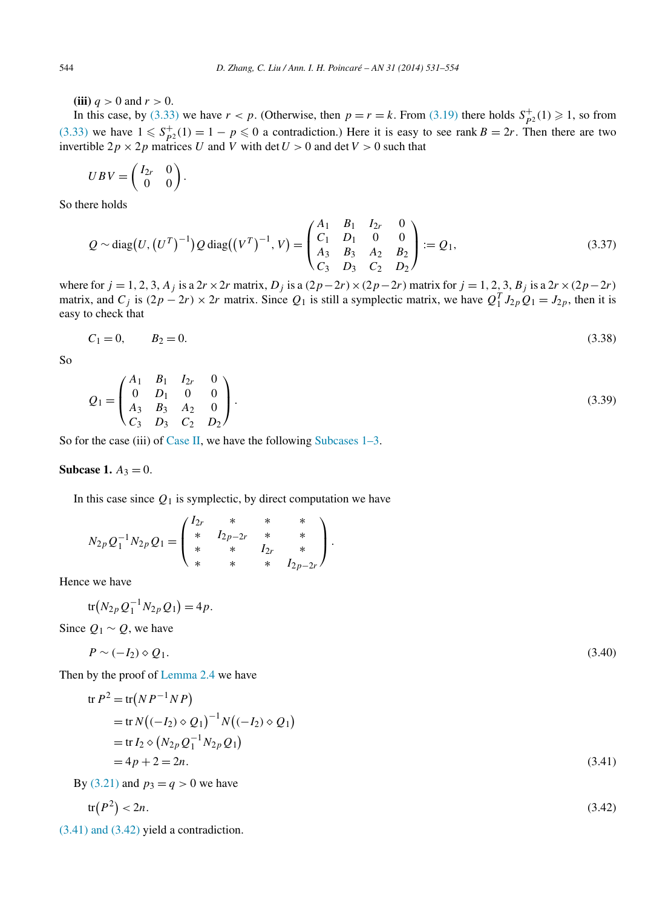**(iii)** $q > 0$ and $r > 0$.

In this case, by (3.33) we have $r < p$. (Otherwise, then $p = r = k$. From (3.19) there holds $S^+_{P^2}(1) \geqslant 1$, so from (3.33) we have $1 \leqslant S^+_{P^2}(1) = 1 - p \leqslant 0$ a contradiction.) Here it is easy to see rank $B = 2r$. Then there are two invertible $2p \times 2p$ matrices $U$ and $V$ with $\det U > 0$ and $\det V > 0$ such that

$$UBV = \begin{pmatrix} I_{2r} & 0 \\ 0 & 0 \end{pmatrix}.$$

So there holds

$$Q \sim \operatorname{diag}\big(U, \big(U^T\big)^{-1}\big) Q \operatorname{diag}\big(\big(V^T\big)^{-1}, V\big) = \begin{pmatrix} A_1 & B_1 & I_{2r} & 0 \\ C_1 & D_1 & 0 & 0 \\ A_3 & B_3 & A_2 & B_2 \\ C_3 & D_3 & C_2 & D_2 \end{pmatrix} := Q_1, \tag{3.37}$$

where for $j = 1, 2, 3$, $A_j$ is a $2r \times 2r$ matrix, $D_j$ is a $(2p-2r) \times (2p-2r)$ matrix for $j = 1, 2, 3$, $B_j$ is a $2r \times (2p-2r)$ matrix, and $C_j$ is $(2p-2r) \times 2r$ matrix. Since $Q_1$ is still a symplectic matrix, we have $Q_1^T J_{2p} Q_1 = J_{2p}$, then it is easy to check that

$$C_1 = 0, \qquad B_2 = 0. \tag{3.38}$$

So

$$Q_1 = \begin{pmatrix} A_1 & B_1 & I_{2r} & 0 \\ 0 & D_1 & 0 & 0 \\ A_3 & B_3 & A_2 & 0 \\ C_3 & D_3 & C_2 & D_2 \end{pmatrix}. \tag{3.39}$$

So for the case (iii) of Case II, we have the following Subcases 1–3.

**Subcase 1.** $A_3 = 0$.

In this case since $Q_1$ is symplectic, by direct computation we have

$$N_{2p} Q_1^{-1} N_{2p} Q_1 = \begin{pmatrix} I_{2r} & * & * & * \\ * & I_{2p-2r} & * & * \\ * & * & I_{2r} & * \\ * & * & * & I_{2p-2r} \end{pmatrix}.$$

Hence we have

$$\operatorname{tr}\big(N_{2p} Q_1^{-1} N_{2p} Q_1\big) = 4p.$$

Since $Q_1 \sim Q$, we have

$$P \sim (-I_2) \diamond Q_1. \tag{3.40}$$

Then by the proof of Lemma 2.4 we have

$$\begin{aligned} \operatorname{tr} P^2 &= \operatorname{tr}\big(N P^{-1} N P\big) \\ &= \operatorname{tr} N\big((-I_2) \diamond Q_1\big)^{-1} N\big((-I_2) \diamond Q_1\big) \\ &= \operatorname{tr} I_2 \diamond \big(N_{2p} Q_1^{-1} N_{2p} Q_1\big) \\ &= 4p + 2 = 2n. \end{aligned} \tag{3.41}$$

By (3.21) and $p_3 = q > 0$ we have

$$\operatorname{tr}\big(P^2\big) < 2n. \tag{3.42}$$

(3.41) and (3.42) yield a contradiction.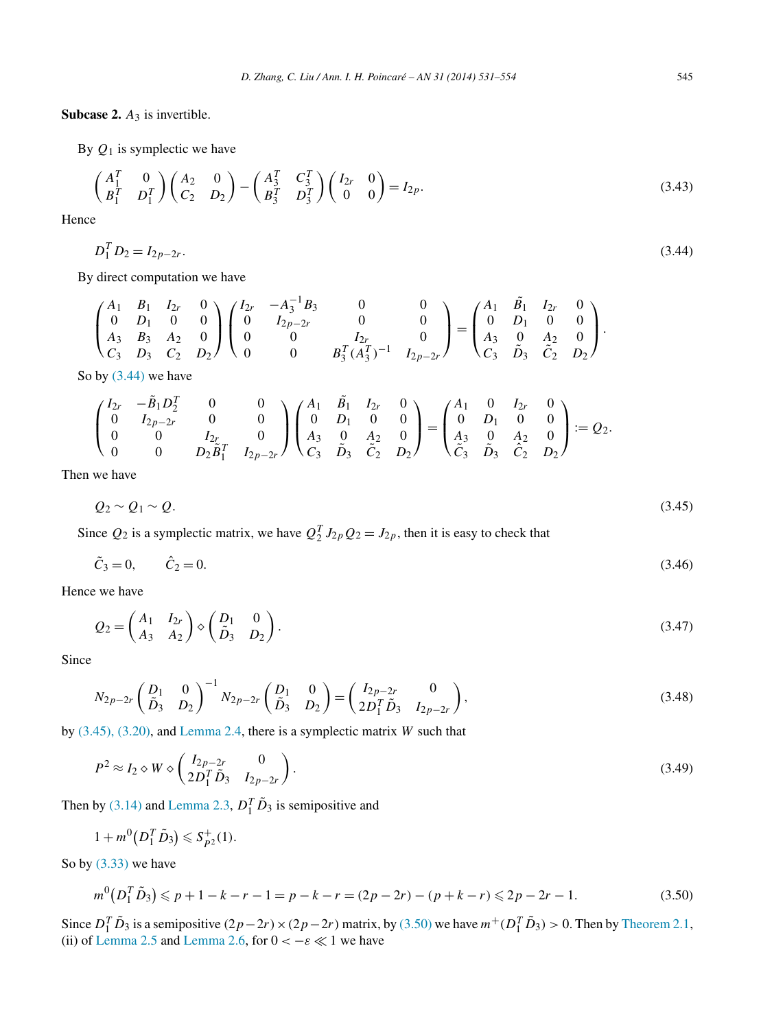**Subcase 2.** $A_3$ is invertible.

By $Q_1$ is symplectic we have

$$\begin{pmatrix} A_1^T & 0 \\ B_1^T & D_1^T \end{pmatrix} \begin{pmatrix} A_2 & 0 \\ C_2 & D_2 \end{pmatrix} - \begin{pmatrix} A_3^T & C_3^T \\ B_3^T & D_3^T \end{pmatrix} \begin{pmatrix} I_{2r} & 0 \\ 0 & 0 \end{pmatrix} = I_{2p}. \tag{3.43}$$

Hence

$$D_1^T D_2 = I_{2p-2r}. \tag{3.44}$$

By direct computation we have

$$\begin{pmatrix} A_1 & B_1 & I_{2r} & 0 \\ 0 & D_1 & 0 & 0 \\ A_3 & B_3 & A_2 & 0 \\ C_3 & D_3 & C_2 & D_2 \end{pmatrix} \begin{pmatrix} I_{2r} & -A_3^{-1}B_3 & 0 & 0 \\ 0 & I_{2p-2r} & 0 & 0 \\ 0 & 0 & I_{2r} & 0 \\ 0 & 0 & B_3^T(A_3^T)^{-1} & I_{2p-2r} \end{pmatrix} = \begin{pmatrix} A_1 & \tilde{B}_1 & I_{2r} & 0 \\ 0 & D_1 & 0 & 0 \\ A_3 & 0 & A_2 & 0 \\ C_3 & \tilde{D}_3 & \tilde{C}_2 & D_2 \end{pmatrix}.$$

So by (3.44) we have

$$\begin{pmatrix} I_{2r} & -\tilde{B}_1 D_2^T & 0 & 0 \\ 0 & I_{2p-2r} & 0 & 0 \\ 0 & 0 & I_{2r} & 0 \\ 0 & 0 & D_2\tilde{B}_1^T & I_{2p-2r} \end{pmatrix} \begin{pmatrix} A_1 & \tilde{B}_1 & I_{2r} & 0 \\ 0 & D_1 & 0 & 0 \\ A_3 & 0 & A_2 & 0 \\ C_3 & \tilde{D}_3 & \tilde{C}_2 & D_2 \end{pmatrix} = \begin{pmatrix} A_1 & 0 & I_{2r} & 0 \\ 0 & D_1 & 0 & 0 \\ A_3 & 0 & A_2 & 0 \\ \tilde{C}_3 & \tilde{D}_3 & \hat{C}_2 & D_2 \end{pmatrix} := Q_2.$$

Then we have

$$Q_2 \sim Q_1 \sim Q. \tag{3.45}$$

Since $Q_2$ is a symplectic matrix, we have $Q_2^T J_{2p} Q_2 = J_{2p}$, then it is easy to check that

$$\tilde{C}_3 = 0, \qquad \hat{C}_2 = 0. \tag{3.46}$$

Hence we have

$$Q_2 = \begin{pmatrix} A_1 & I_{2r} \\ A_3 & A_2 \end{pmatrix} \diamond \begin{pmatrix} D_1 & 0 \\ \tilde{D}_3 & D_2 \end{pmatrix}. \tag{3.47}$$

Since

$$N_{2p-2r} \begin{pmatrix} D_1 & 0 \\ \tilde{D}_3 & D_2 \end{pmatrix}^{-1} N_{2p-2r} \begin{pmatrix} D_1 & 0 \\ \tilde{D}_3 & D_2 \end{pmatrix} = \begin{pmatrix} I_{2p-2r} & 0 \\ 2D_1^T\tilde{D}_3 & I_{2p-2r} \end{pmatrix}, \tag{3.48}$$

by (3.45), (3.20), and Lemma 2.4, there is a symplectic matrix $W$ such that

$$P^2 \approx I_2 \diamond W \diamond \begin{pmatrix} I_{2p-2r} & 0 \\ 2D_1^T\tilde{D}_3 & I_{2p-2r} \end{pmatrix}. \tag{3.49}$$

Then by (3.14) and Lemma 2.3, $D_1^T\tilde{D}_3$ is semipositive and

$$1 + m^0\big(D_1^T\tilde{D}_3\big) \leqslant S_{P^2}^+(1).$$

So by (3.33) we have

$$m^0\big(D_1^T\tilde{D}_3\big) \leqslant p + 1 - k - r - 1 = p - k - r = (2p - 2r) - (p + k - r) \leqslant 2p - 2r - 1. \tag{3.50}$$

Since $D_1^T\tilde{D}_3$ is a semipositive $(2p-2r) \times (2p-2r)$ matrix, by (3.50) we have $m^+(D_1^T\tilde{D}_3) > 0$. Then by Theorem 2.1, (ii) of Lemma 2.5 and Lemma 2.6, for $0 < -\varepsilon \ll 1$ we have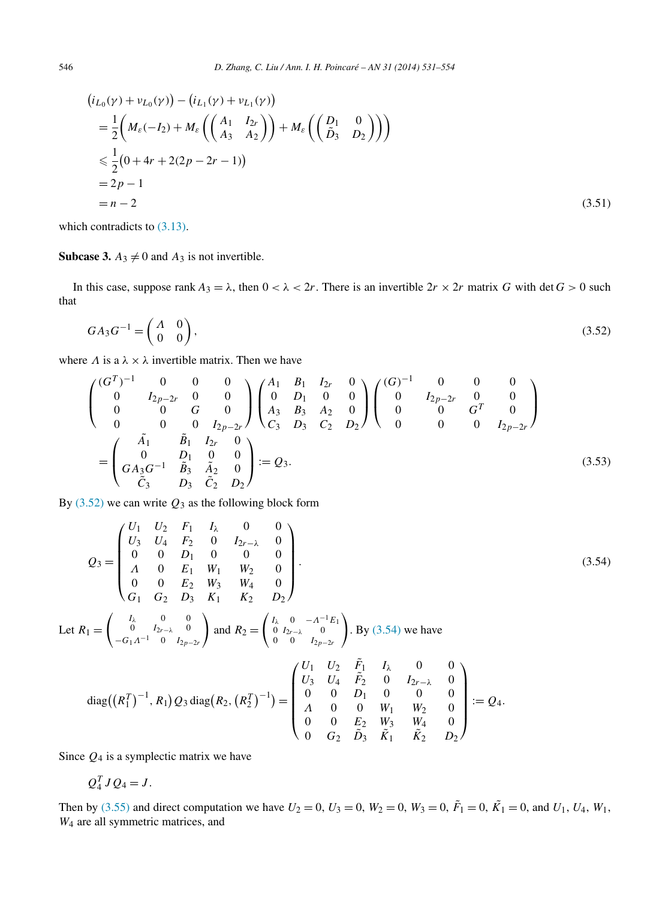$$
\begin{aligned}
&\big(i_{L_0}(\gamma)+\nu_{L_0}(\gamma)\big)-\big(i_{L_1}(\gamma)+\nu_{L_1}(\gamma)\big)\\
&=\frac{1}{2}\left(M_\varepsilon(-I_2)+M_\varepsilon\left(\begin{pmatrix} A_1 & I_{2r}\\ A_3 & A_2\end{pmatrix}\right)+M_\varepsilon\left(\begin{pmatrix} D_1 & 0\\ \tilde{D}_3 & D_2\end{pmatrix}\right)\right)\\
&\leqslant \frac{1}{2}\big(0+4r+2(2p-2r-1)\big)\\
&=2p-1\\
&=n-2
\end{aligned}
\tag{3.51}
$$

which contradicts to (3.13).

**Subcase 3.** $A_3 \neq 0$ and $A_3$ is not invertible.

In this case, suppose rank $A_3=\lambda$, then $0<\lambda<2r$. There is an invertible $2r\times 2r$ matrix $G$ with $\det G>0$ such that

$$
GA_3G^{-1}=\begin{pmatrix} \Lambda & 0\\ 0 & 0\end{pmatrix},
\tag{3.52}
$$

where $\Lambda$ is a $\lambda\times\lambda$ invertible matrix. Then we have

$$
\begin{aligned}
&\begin{pmatrix} (G^T)^{-1} & 0 & 0 & 0\\ 0 & I_{2p-2r} & 0 & 0\\ 0 & 0 & G & 0\\ 0 & 0 & 0 & I_{2p-2r}\end{pmatrix}
\begin{pmatrix} A_1 & B_1 & I_{2r} & 0\\ 0 & D_1 & 0 & 0\\ A_3 & B_3 & A_2 & 0\\ C_3 & D_3 & C_2 & D_2\end{pmatrix}
\begin{pmatrix} (G)^{-1} & 0 & 0 & 0\\ 0 & I_{2p-2r} & 0 & 0\\ 0 & 0 & G^T & 0\\ 0 & 0 & 0 & I_{2p-2r}\end{pmatrix}\\
&=\begin{pmatrix} \tilde{A}_1 & \tilde{B}_1 & I_{2r} & 0\\ 0 & D_1 & 0 & 0\\ GA_3G^{-1} & \tilde{B}_3 & \tilde{A}_2 & 0\\ \tilde{C}_3 & D_3 & \tilde{C}_2 & D_2\end{pmatrix}:=Q_3.
\end{aligned}
\tag{3.53}
$$

By (3.52) we can write $Q_3$ as the following block form

$$
Q_3=\begin{pmatrix} U_1 & U_2 & F_1 & I_\lambda & 0 & 0\\ U_3 & U_4 & F_2 & 0 & I_{2r-\lambda} & 0\\ 0 & 0 & D_1 & 0 & 0 & 0\\ \Lambda & 0 & E_1 & W_1 & W_2 & 0\\ 0 & 0 & E_2 & W_3 & W_4 & 0\\ G_1 & G_2 & D_3 & K_1 & K_2 & D_2\end{pmatrix}.
\tag{3.54}
$$

Let $R_1=\begin{pmatrix} I_\lambda & 0 & 0\\ 0 & I_{2r-\lambda} & 0\\ -G_1\Lambda^{-1} & 0 & I_{2p-2r}\end{pmatrix}$ and $R_2=\begin{pmatrix} I_\lambda & 0 & -\Lambda^{-1}E_1\\ 0 & I_{2r-\lambda} & 0\\ 0 & 0 & I_{2p-2r}\end{pmatrix}$. By (3.54) we have

$$
\operatorname{diag}\big((R_1^T)^{-1},R_1\big)Q_3\operatorname{diag}\big(R_2,(R_2^T)^{-1}\big)=\begin{pmatrix} U_1 & U_2 & \tilde{F}_1 & I_\lambda & 0 & 0\\ U_3 & U_4 & \tilde{F}_2 & 0 & I_{2r-\lambda} & 0\\ 0 & 0 & D_1 & 0 & 0 & 0\\ \Lambda & 0 & 0 & W_1 & W_2 & 0\\ 0 & 0 & E_2 & W_3 & W_4 & 0\\ 0 & G_2 & \tilde{D}_3 & \tilde{K}_1 & \tilde{K}_2 & D_2\end{pmatrix}:=Q_4.
$$

Since $Q_4$ is a symplectic matrix we have

$$
Q_4^TJQ_4=J.
$$

Then by (3.55) and direct computation we have $U_2=0$, $U_3=0$, $W_2=0$, $W_3=0$, $\tilde{F}_1=0$, $\tilde{K}_1=0$, and $U_1$, $U_4$, $W_1$, $W_4$ are all symmetric matrices, and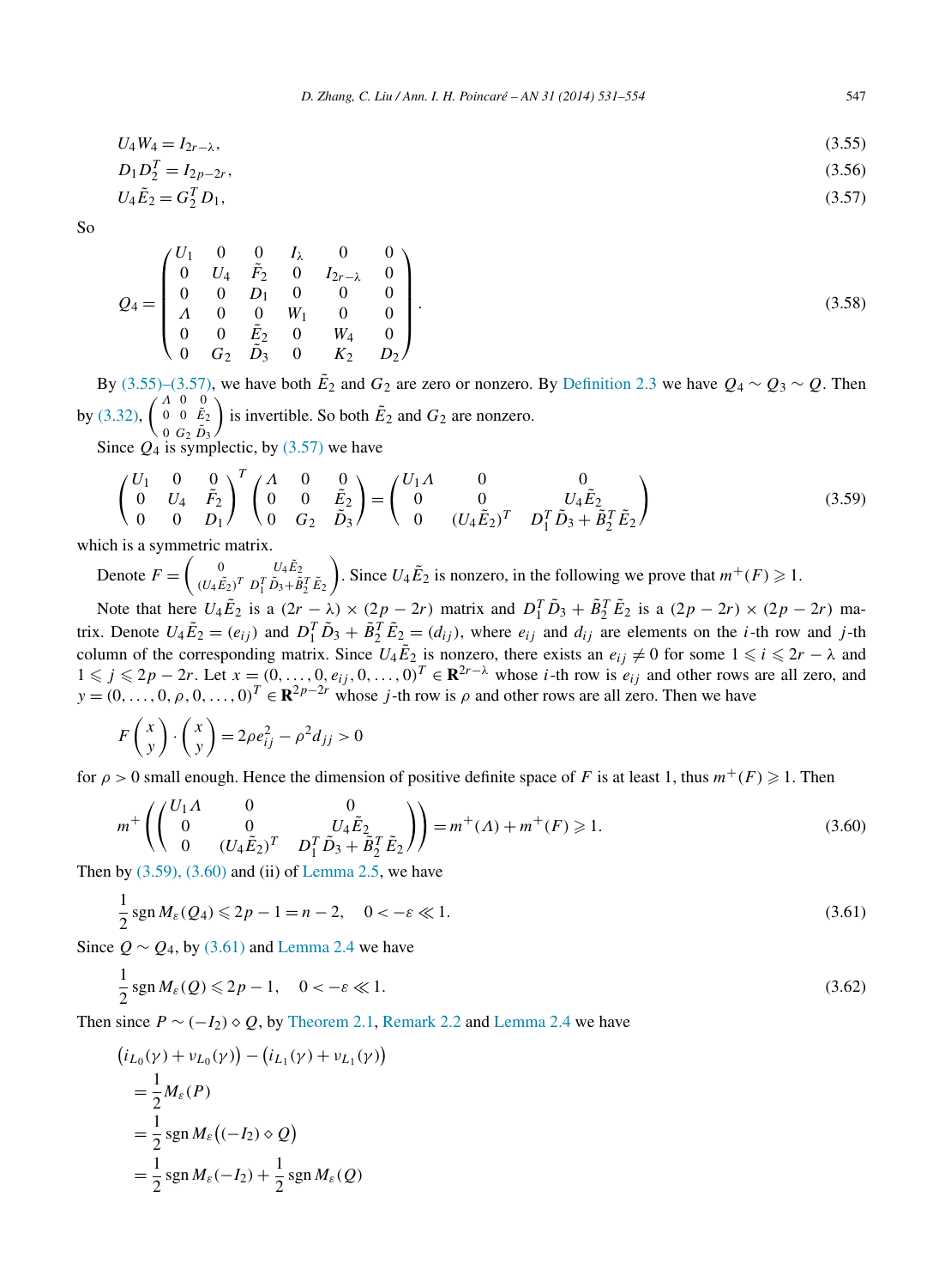$$U_4 W_4 = I_{2r-\lambda}, \tag{3.55}$$

$$D_1 D_2^T = I_{2p-2r}, \tag{3.56}$$

$$U_4 \tilde{E}_2 = G_2^T D_1, \tag{3.57}$$

So

$$Q_4 = \begin{pmatrix} U_1 & 0 & 0 & I_\lambda & 0 & 0 \\ 0 & U_4 & \tilde{F}_2 & 0 & I_{2r-\lambda} & 0 \\ 0 & 0 & D_1 & 0 & 0 & 0 \\ \Lambda & 0 & 0 & W_1 & 0 & 0 \\ 0 & 0 & \tilde{E}_2 & 0 & W_4 & 0 \\ 0 & G_2 & \tilde{D}_3 & 0 & K_2 & D_2 \end{pmatrix}. \tag{3.58}$$

By (3.55)–(3.57), we have both $\tilde{E}_2$ and $G_2$ are zero or nonzero. By Definition 2.3 we have $Q_4 \sim Q_3 \sim Q$. Then by (3.32), $\begin{pmatrix} \Lambda & 0 & 0 \\ 0 & 0 & \tilde{E}_2 \\ 0 & G_2 & \tilde{D}_3 \end{pmatrix}$ is invertible. So both $\tilde{E}_2$ and $G_2$ are nonzero.

Since $Q_4$ is symplectic, by (3.57) we have

$$\begin{pmatrix} U_1 & 0 & 0 \\ 0 & U_4 & \tilde{F}_2 \\ 0 & 0 & D_1 \end{pmatrix}^T \begin{pmatrix} \Lambda & 0 & 0 \\ 0 & 0 & \tilde{E}_2 \\ 0 & G_2 & \tilde{D}_3 \end{pmatrix} = \begin{pmatrix} U_1\Lambda & 0 & 0 \\ 0 & 0 & U_4\tilde{E}_2 \\ 0 & (U_4\tilde{E}_2)^T & D_1^T\tilde{D}_3 + \tilde{B}_2^T\tilde{E}_2 \end{pmatrix} \tag{3.59}$$

which is a symmetric matrix.

Denote $F = \begin{pmatrix} 0 & U_4\tilde{E}_2 \\ (U_4\tilde{E}_2)^T & D_1^T\tilde{D}_3 + \tilde{B}_2^T\tilde{E}_2 \end{pmatrix}$. Since $U_4\tilde{E}_2$ is nonzero, in the following we prove that $m^+(F) \geqslant 1$.

Note that here $U_4\tilde{E}_2$ is a $(2r-\lambda)\times(2p-2r)$ matrix and $D_1^T\tilde{D}_3 + \tilde{B}_2^T\tilde{E}_2$ is a $(2p-2r)\times(2p-2r)$ matrix. Denote $U_4\tilde{E}_2 = (e_{ij})$ and $D_1^T\tilde{D}_3 + \tilde{B}_2^T\tilde{E}_2 = (d_{ij})$, where $e_{ij}$ and $d_{ij}$ are elements on the $i$-th row and $j$-th column of the corresponding matrix. Since $U_4\tilde{E}_2$ is nonzero, there exists an $e_{ij} \neq 0$ for some $1 \leqslant i \leqslant 2r-\lambda$ and $1 \leqslant j \leqslant 2p-2r$. Let $x = (0,\dots,0,e_{ij},0,\dots,0)^T \in \mathbf{R}^{2r-\lambda}$ whose $i$-th row is $e_{ij}$ and other rows are all zero, and $y = (0,\dots,0,\rho,0,\dots,0)^T \in \mathbf{R}^{2p-2r}$ whose $j$-th row is $\rho$ and other rows are all zero. Then we have

$$F\begin{pmatrix} x \\ y \end{pmatrix} \cdot \begin{pmatrix} x \\ y \end{pmatrix} = 2\rho e_{ij}^2 - \rho^2 d_{jj} > 0$$

for $\rho > 0$ small enough. Hence the dimension of positive definite space of $F$ is at least 1, thus $m^+(F) \geqslant 1$. Then

$$m^+\left(\begin{pmatrix} U_1\Lambda & 0 & 0 \\ 0 & 0 & U_4\tilde{E}_2 \\ 0 & (U_4\tilde{E}_2)^T & D_1^T\tilde{D}_3 + \tilde{B}_2^T\tilde{E}_2 \end{pmatrix}\right) = m^+(\Lambda) + m^+(F) \geqslant 1. \tag{3.60}$$

Then by (3.59), (3.60) and (ii) of Lemma 2.5, we have

$$\frac{1}{2}\operatorname{sgn} M_\varepsilon(Q_4) \leqslant 2p - 1 = n - 2, \quad 0 < -\varepsilon \ll 1. \tag{3.61}$$

Since $Q \sim Q_4$, by (3.61) and Lemma 2.4 we have

$$\frac{1}{2}\operatorname{sgn} M_\varepsilon(Q) \leqslant 2p - 1, \quad 0 < -\varepsilon \ll 1. \tag{3.62}$$

Then since $P \sim (-I_2) \diamond Q$, by Theorem 2.1, Remark 2.2 and Lemma 2.4 we have

$$\begin{aligned}
&\big(i_{L_0}(\gamma) + \nu_{L_0}(\gamma)\big) - \big(i_{L_1}(\gamma) + \nu_{L_1}(\gamma)\big) \\
&\quad = \frac{1}{2} M_\varepsilon(P) \\
&\quad = \frac{1}{2}\operatorname{sgn} M_\varepsilon\big((-I_2) \diamond Q\big) \\
&\quad = \frac{1}{2}\operatorname{sgn} M_\varepsilon(-I_2) + \frac{1}{2}\operatorname{sgn} M_\varepsilon(Q)
\end{aligned}$$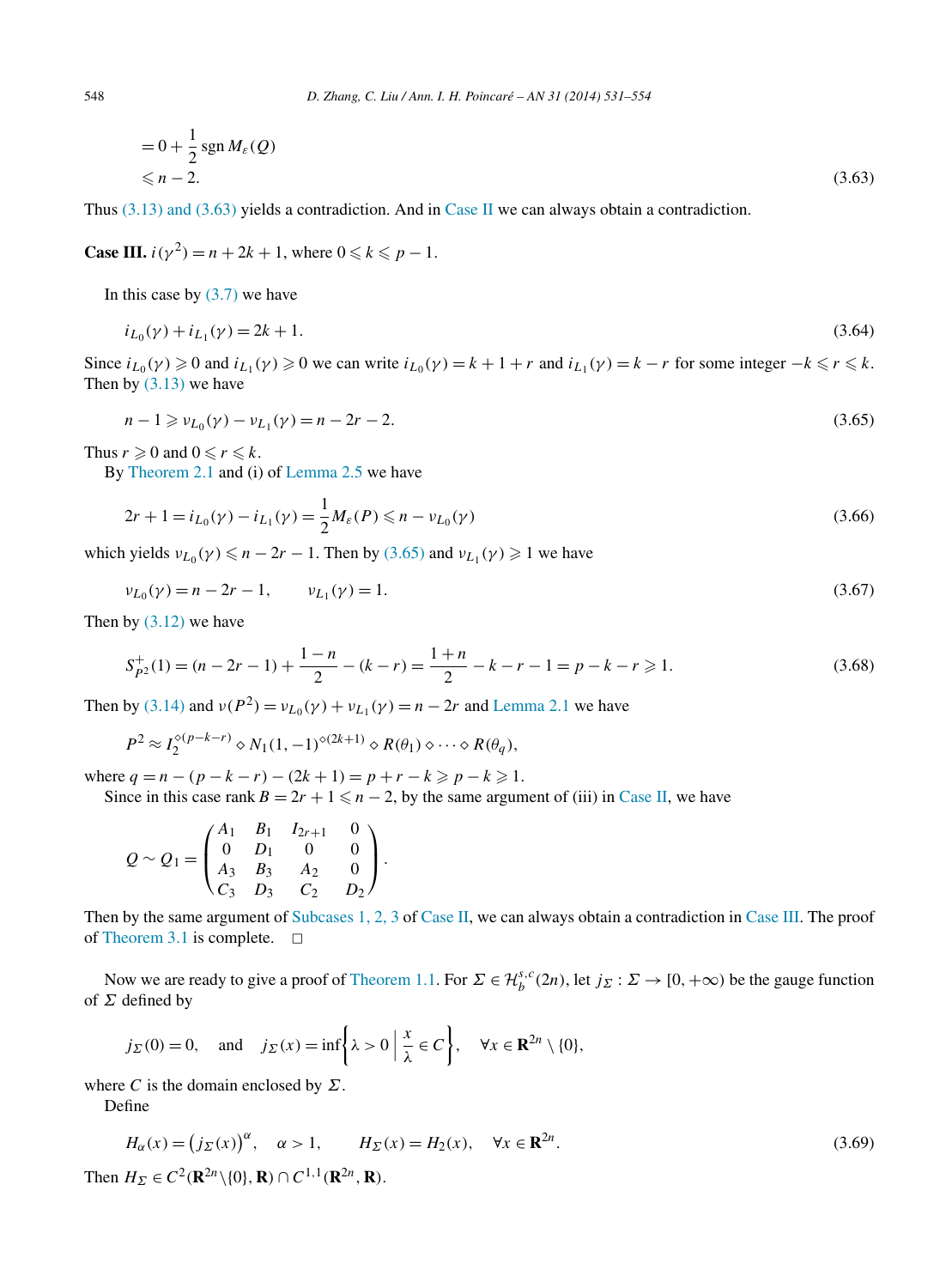$$= 0 + \frac{1}{2}\operatorname{sgn} M_\varepsilon(Q)$$
$$\leqslant n-2. \tag{3.63}$$

Thus (3.13) and (3.63) yields a contradiction. And in Case II we can always obtain a contradiction.

**Case III.** $i(\gamma^2) = n + 2k + 1$, where $0 \leqslant k \leqslant p-1$.

In this case by (3.7) we have

$$i_{L_0}(\gamma) + i_{L_1}(\gamma) = 2k+1. \tag{3.64}$$

Since $i_{L_0}(\gamma) \geqslant 0$ and $i_{L_1}(\gamma) \geqslant 0$ we can write $i_{L_0}(\gamma) = k+1+r$ and $i_{L_1}(\gamma) = k-r$ for some integer $-k \leqslant r \leqslant k$. Then by (3.13) we have

$$n-1 \geqslant \nu_{L_0}(\gamma) - \nu_{L_1}(\gamma) = n - 2r - 2. \tag{3.65}$$

Thus $r \geqslant 0$ and $0 \leqslant r \leqslant k$.

By Theorem 2.1 and (i) of Lemma 2.5 we have

$$2r+1 = i_{L_0}(\gamma) - i_{L_1}(\gamma) = \frac{1}{2}M_\varepsilon(P) \leqslant n - \nu_{L_0}(\gamma) \tag{3.66}$$

which yields $\nu_{L_0}(\gamma) \leqslant n-2r-1$. Then by (3.65) and $\nu_{L_1}(\gamma) \geqslant 1$ we have

$$\nu_{L_0}(\gamma) = n-2r-1, \qquad \nu_{L_1}(\gamma) = 1. \tag{3.67}$$

Then by (3.12) we have

$$S^+_{P^2}(1) = (n-2r-1) + \frac{1-n}{2} - (k-r) = \frac{1+n}{2} - k - r - 1 = p-k-r \geqslant 1. \tag{3.68}$$

Then by (3.14) and $\nu(P^2) = \nu_{L_0}(\gamma) + \nu_{L_1}(\gamma) = n-2r$ and Lemma 2.1 we have

$$P^2 \approx I_2^{\diamond(p-k-r)} \diamond N_1(1,-1)^{\diamond(2k+1)} \diamond R(\theta_1) \diamond \cdots \diamond R(\theta_q),$$

where $q = n - (p-k-r) - (2k+1) = p + r - k \geqslant p-k \geqslant 1$.

Since in this case rank $B = 2r+1 \leqslant n-2$, by the same argument of (iii) in Case II, we have

$$Q \sim Q_1 = \begin{pmatrix} A_1 & B_1 & I_{2r+1} & 0 \\ 0 & D_1 & 0 & 0 \\ A_3 & B_3 & A_2 & 0 \\ C_3 & D_3 & C_2 & D_2 \end{pmatrix}.$$

Then by the same argument of Subcases 1, 2, 3 of Case II, we can always obtain a contradiction in Case III. The proof of Theorem 3.1 is complete. □

Now we are ready to give a proof of Theorem 1.1. For $\Sigma \in \mathcal{H}_b^{s,c}(2n)$, let $j_\Sigma : \Sigma \to [0,+\infty)$ be the gauge function of $\Sigma$ defined by

$$j_\Sigma(0) = 0, \quad \text{and} \quad j_\Sigma(x) = \inf\left\{\lambda > 0 \;\middle|\; \frac{x}{\lambda} \in C\right\}, \quad \forall x \in \mathbf{R}^{2n} \setminus \{0\},$$

where $C$ is the domain enclosed by $\Sigma$.

Define

$$H_\alpha(x) = \big(j_\Sigma(x)\big)^\alpha, \quad \alpha > 1, \qquad H_\Sigma(x) = H_2(x), \quad \forall x \in \mathbf{R}^{2n}. \tag{3.69}$$

Then $H_\Sigma \in C^2(\mathbf{R}^{2n}\setminus\{0\}, \mathbf{R}) \cap C^{1,1}(\mathbf{R}^{2n}, \mathbf{R})$.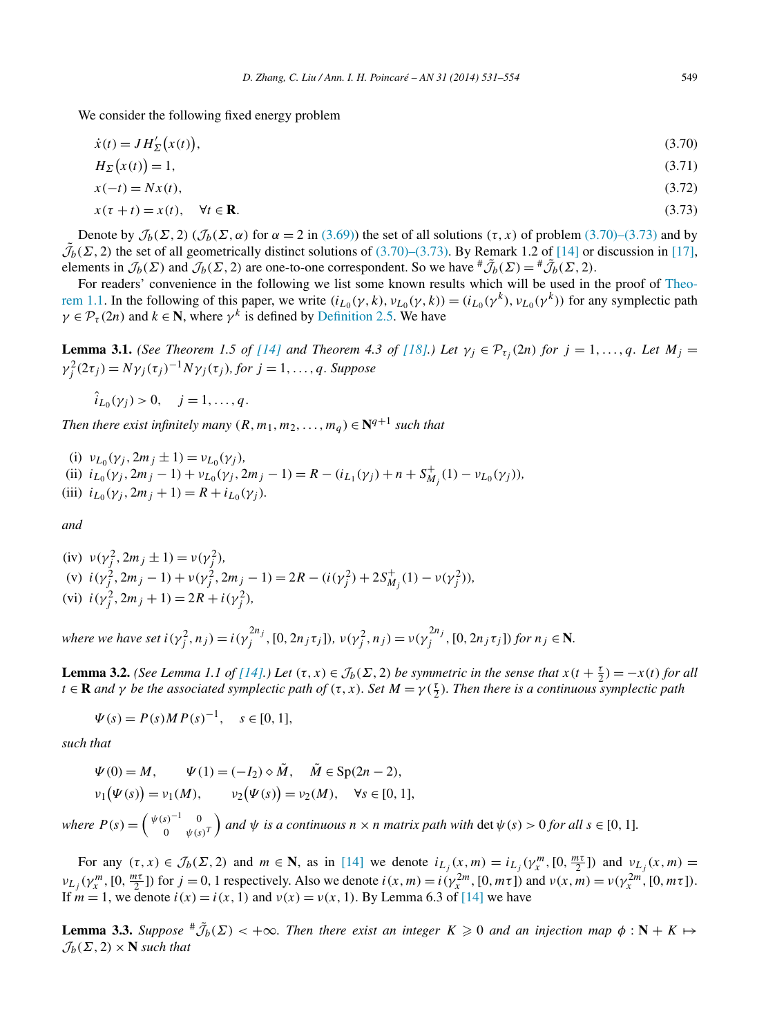We consider the following fixed energy problem

$$\dot{x}(t) = JH'_{\Sigma}\big(x(t)\big), \tag{3.70}$$

$$H_{\Sigma}\big(x(t)\big) = 1, \tag{3.71}$$

$$x(-t) = Nx(t), \tag{3.72}$$

$$x(\tau + t) = x(t), \quad \forall t \in \mathbf{R}. \tag{3.73}$$

Denote by $\mathcal{J}_b(\Sigma, 2)$ ($\mathcal{J}_b(\Sigma, \alpha)$ for $\alpha = 2$ in (3.69)) the set of all solutions $(\tau, x)$ of problem (3.70)–(3.73) and by $\tilde{\mathcal{J}}_b(\Sigma, 2)$ the set of all geometrically distinct solutions of (3.70)–(3.73). By Remark 1.2 of [14] or discussion in [17], elements in $\mathcal{J}_b(\Sigma)$ and $\mathcal{J}_b(\Sigma, 2)$ are one-to-one correspondent. So we have ${}^{\#}\tilde{\mathcal{J}}_b(\Sigma) = {}^{\#}\tilde{\mathcal{J}}_b(\Sigma, 2)$.

For readers' convenience in the following we list some known results which will be used in the proof of Theorem 1.1. In the following of this paper, we write $(i_{L_0}(\gamma, k), \nu_{L_0}(\gamma, k)) = (i_{L_0}(\gamma^k), \nu_{L_0}(\gamma^k))$ for any symplectic path $\gamma \in \mathcal{P}_\tau(2n)$ and $k \in \mathbf{N}$, where $\gamma^k$ is defined by Definition 2.5. We have

**Lemma 3.1.** *(See Theorem 1.5 of [14] and Theorem 4.3 of [18].) Let $\gamma_j \in \mathcal{P}_{\tau_j}(2n)$ for $j = 1, \ldots, q$. Let $M_j = \gamma_j^2(2\tau_j) = N\gamma_j(\tau_j)^{-1}N\gamma_j(\tau_j)$, for $j = 1, \ldots, q$. Suppose*

$$\hat{i}_{L_0}(\gamma_j) > 0, \quad j = 1, \ldots, q.$$

*Then there exist infinitely many $(R, m_1, m_2, \ldots, m_q) \in \mathbf{N}^{q+1}$ such that*

(i) $\nu_{L_0}(\gamma_j, 2m_j \pm 1) = \nu_{L_0}(\gamma_j)$,
(ii) $i_{L_0}(\gamma_j, 2m_j - 1) + \nu_{L_0}(\gamma_j, 2m_j - 1) = R - (i_{L_1}(\gamma_j) + n + S^+_{M_j}(1) - \nu_{L_0}(\gamma_j))$,
(iii) $i_{L_0}(\gamma_j, 2m_j + 1) = R + i_{L_0}(\gamma_j)$.

*and*

(iv) $\nu(\gamma_j^2, 2m_j \pm 1) = \nu(\gamma_j^2)$,
(v) $i(\gamma_j^2, 2m_j - 1) + \nu(\gamma_j^2, 2m_j - 1) = 2R - (i(\gamma_j^2) + 2S^+_{M_j}(1) - \nu(\gamma_j^2))$,
(vi) $i(\gamma_j^2, 2m_j + 1) = 2R + i(\gamma_j^2)$,

*where we have set $i(\gamma_j^2, n_j) = i(\gamma_j^{2n_j}, [0, 2n_j\tau_j])$, $\nu(\gamma_j^2, n_j) = \nu(\gamma_j^{2n_j}, [0, 2n_j\tau_j])$ for $n_j \in \mathbf{N}$.*

**Lemma 3.2.** *(See Lemma 1.1 of [14].) Let $(\tau, x) \in \mathcal{J}_b(\Sigma, 2)$ be symmetric in the sense that $x(t + \frac{\tau}{2}) = -x(t)$ for all $t \in \mathbf{R}$ and $\gamma$ be the associated symplectic path of $(\tau, x)$. Set $M = \gamma(\frac{\tau}{2})$. Then there is a continuous symplectic path*

$$\Psi(s) = P(s)MP(s)^{-1}, \quad s \in [0, 1],$$

*such that*

$$\Psi(0) = M, \qquad \Psi(1) = (-I_2) \diamond \tilde{M}, \qquad \tilde{M} \in \mathrm{Sp}(2n-2),$$
$$\nu_1\big(\Psi(s)\big) = \nu_1(M), \qquad \nu_2\big(\Psi(s)\big) = \nu_2(M), \quad \forall s \in [0, 1],$$

*where $P(s) = \begin{pmatrix} \psi(s)^{-1} & 0 \\ 0 & \psi(s)^T \end{pmatrix}$ and $\psi$ is a continuous $n \times n$ matrix path with $\det \psi(s) > 0$ for all $s \in [0, 1]$.*

For any $(\tau, x) \in \mathcal{J}_b(\Sigma, 2)$ and $m \in \mathbf{N}$, as in [14] we denote $i_{L_j}(x, m) = i_{L_j}(\gamma_x^m, [0, \frac{m\tau}{2}])$ and $\nu_{L_j}(x, m) = \nu_{L_j}(\gamma_x^m, [0, \frac{m\tau}{2}])$ for $j = 0, 1$ respectively. Also we denote $i(x, m) = i(\gamma_x^{2m}, [0, m\tau])$ and $\nu(x, m) = \nu(\gamma_x^{2m}, [0, m\tau])$. If $m = 1$, we denote $i(x) = i(x, 1)$ and $\nu(x) = \nu(x, 1)$. By Lemma 6.3 of [14] we have

**Lemma 3.3.** *Suppose ${}^{\#}\tilde{\mathcal{J}}_b(\Sigma) < +\infty$. Then there exist an integer $K \geqslant 0$ and an injection map $\phi : \mathbf{N} + K \mapsto \mathcal{J}_b(\Sigma, 2) \times \mathbf{N}$ such that*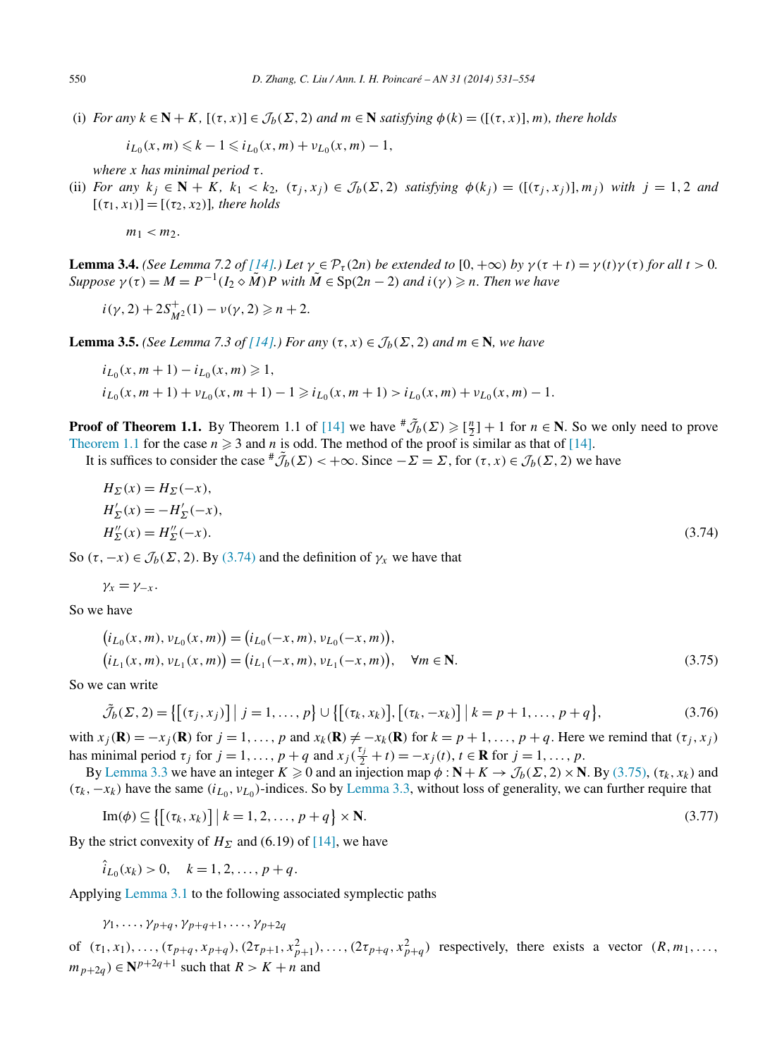(i) *For any* $k \in \mathbf{N}+K$, $[(\tau, x)] \in \mathcal{J}_b(\Sigma, 2)$ *and* $m \in \mathbf{N}$ *satisfying* $\phi(k) = ([(\tau, x)], m)$, *there holds*

$$i_{L_0}(x, m) \leqslant k - 1 \leqslant i_{L_0}(x, m) + \nu_{L_0}(x, m) - 1,$$

*where* $x$ *has minimal period* $\tau$.

(ii) *For any* $k_j \in \mathbf{N}+K$, $k_1 < k_2$, $(\tau_j, x_j) \in \mathcal{J}_b(\Sigma, 2)$ *satisfying* $\phi(k_j) = ([(\tau_j, x_j)], m_j)$ *with* $j = 1, 2$ *and* $[(\tau_1, x_1)] = [(\tau_2, x_2)]$, *there holds*

$$m_1 < m_2.$$

**Lemma 3.4.** *(See Lemma 7.2 of [14].) Let* $\gamma \in \mathcal{P}_\tau(2n)$ *be extended to* $[0, +\infty)$ *by* $\gamma(\tau + t) = \gamma(t)\gamma(\tau)$ *for all* $t > 0$. *Suppose* $\gamma(\tau) = M = P^{-1}(I_2 \diamond \tilde{M})P$ *with* $\tilde{M} \in \mathrm{Sp}(2n-2)$ *and* $i(\gamma) \geqslant n$. *Then we have*

$$i(\gamma, 2) + 2S^+_{M^2}(1) - \nu(\gamma, 2) \geqslant n + 2.$$

**Lemma 3.5.** *(See Lemma 7.3 of [14].) For any* $(\tau, x) \in \mathcal{J}_b(\Sigma, 2)$ *and* $m \in \mathbf{N}$, *we have*

$$i_{L_0}(x, m+1) - i_{L_0}(x, m) \geqslant 1,$$
$$i_{L_0}(x, m+1) + \nu_{L_0}(x, m+1) - 1 \geqslant i_{L_0}(x, m+1) > i_{L_0}(x, m) + \nu_{L_0}(x, m) - 1.$$

**Proof of Theorem 1.1.** By Theorem 1.1 of [14] we have ${}^{\#}\tilde{\mathcal{J}}_b(\Sigma) \geqslant [\frac{n}{2}] + 1$ for $n \in \mathbf{N}$. So we only need to prove Theorem 1.1 for the case $n \geqslant 3$ and $n$ is odd. The method of the proof is similar as that of [14].

It is suffices to consider the case ${}^{\#}\tilde{\mathcal{J}}_b(\Sigma) < +\infty$. Since $-\Sigma = \Sigma$, for $(\tau, x) \in \mathcal{J}_b(\Sigma, 2)$ we have

$$\begin{aligned}
&H_\Sigma(x) = H_\Sigma(-x), \\
&H'_\Sigma(x) = -H'_\Sigma(-x), \\
&H''_\Sigma(x) = H''_\Sigma(-x).
\end{aligned} \tag{3.74}$$

So $(\tau, -x) \in \mathcal{J}_b(\Sigma, 2)$. By (3.74) and the definition of $\gamma_x$ we have that

$$\gamma_x = \gamma_{-x}.$$

So we have

$$\begin{aligned}
&\big(i_{L_0}(x, m), \nu_{L_0}(x, m)\big) = \big(i_{L_0}(-x, m), \nu_{L_0}(-x, m)\big), \\
&\big(i_{L_1}(x, m), \nu_{L_1}(x, m)\big) = \big(i_{L_1}(-x, m), \nu_{L_1}(-x, m)\big), \quad \forall m \in \mathbf{N}.
\end{aligned} \tag{3.75}$$

So we can write

$$\tilde{\mathcal{J}}_b(\Sigma, 2) = \big\{\big[(\tau_j, x_j)\big] \bigm| j = 1, \ldots, p\big\} \cup \big\{\big[(\tau_k, x_k)\big], \big[(\tau_k, -x_k)\big] \bigm| k = p+1, \ldots, p+q\big\}, \tag{3.76}$$

with $x_j(\mathbf{R}) = -x_j(\mathbf{R})$ for $j = 1, \ldots, p$ and $x_k(\mathbf{R}) \neq -x_k(\mathbf{R})$ for $k = p+1, \ldots, p+q$. Here we remind that $(\tau_j, x_j)$ has minimal period $\tau_j$ for $j = 1, \ldots, p+q$ and $x_j(\frac{\tau_j}{2} + t) = -x_j(t)$, $t \in \mathbf{R}$ for $j = 1, \ldots, p$.

By Lemma 3.3 we have an integer $K \geqslant 0$ and an injection map $\phi : \mathbf{N}+K \to \mathcal{J}_b(\Sigma, 2) \times \mathbf{N}$. By (3.75), $(\tau_k, x_k)$ and $(\tau_k, -x_k)$ have the same $(i_{L_0}, \nu_{L_0})$-indices. So by Lemma 3.3, without loss of generality, we can further require that

$$\mathrm{Im}(\phi) \subseteq \big\{\big[(\tau_k, x_k)\big] \bigm| k = 1, 2, \ldots, p+q\big\} \times \mathbf{N}. \tag{3.77}$$

By the strict convexity of $H_\Sigma$ and (6.19) of [14], we have

$$\hat{i}_{L_0}(x_k) > 0, \quad k = 1, 2, \ldots, p+q.$$

Applying Lemma 3.1 to the following associated symplectic paths

$$\gamma_1, \ldots, \gamma_{p+q}, \gamma_{p+q+1}, \ldots, \gamma_{p+2q}$$

of $(\tau_1, x_1), \ldots, (\tau_{p+q}, x_{p+q}), (2\tau_{p+1}, x^2_{p+1}), \ldots, (2\tau_{p+q}, x^2_{p+q})$ respectively, there exists a vector $(R, m_1, \ldots, m_{p+2q}) \in \mathbf{N}^{p+2q+1}$ such that $R > K + n$ and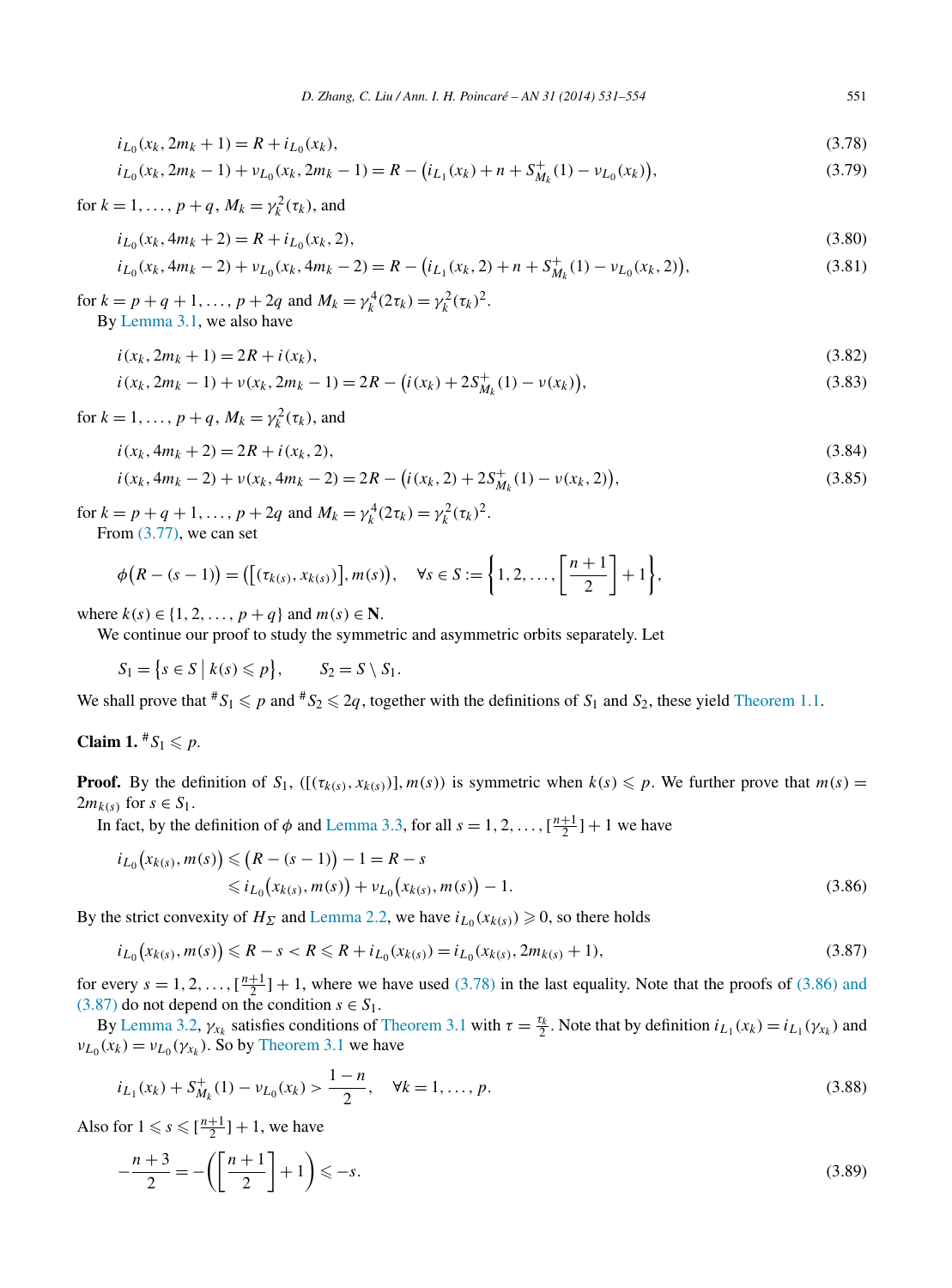$$i_{L_0}(x_k, 2m_k+1) = R + i_{L_0}(x_k), \tag{3.78}$$

$$i_{L_0}(x_k, 2m_k-1) + \nu_{L_0}(x_k, 2m_k-1) = R - \big(i_{L_1}(x_k) + n + S^+_{M_k}(1) - \nu_{L_0}(x_k)\big), \tag{3.79}$$

for $k = 1, \ldots, p+q$, $M_k = \gamma_k^2(\tau_k)$, and

$$i_{L_0}(x_k, 4m_k+2) = R + i_{L_0}(x_k, 2), \tag{3.80}$$

$$i_{L_0}(x_k, 4m_k-2) + \nu_{L_0}(x_k, 4m_k-2) = R - \big(i_{L_1}(x_k, 2) + n + S^+_{M_k}(1) - \nu_{L_0}(x_k, 2)\big), \tag{3.81}$$

for $k = p+q+1, \ldots, p+2q$ and $M_k = \gamma_k^4(2\tau_k) = \gamma_k^2(\tau_k)^2$.

By Lemma 3.1, we also have

$$i(x_k, 2m_k+1) = 2R + i(x_k), \tag{3.82}$$

$$i(x_k, 2m_k-1) + \nu(x_k, 2m_k-1) = 2R - \big(i(x_k) + 2S^+_{M_k}(1) - \nu(x_k)\big), \tag{3.83}$$

for $k = 1, \ldots, p+q$, $M_k = \gamma_k^2(\tau_k)$, and

$$i(x_k, 4m_k+2) = 2R + i(x_k, 2), \tag{3.84}$$

$$i(x_k, 4m_k-2) + \nu(x_k, 4m_k-2) = 2R - \big(i(x_k, 2) + 2S^+_{M_k}(1) - \nu(x_k, 2)\big), \tag{3.85}$$

for $k = p+q+1, \ldots, p+2q$ and $M_k = \gamma_k^4(2\tau_k) = \gamma_k^2(\tau_k)^2$.

From (3.77), we can set

$$\phi\big(R-(s-1)\big) = \big(\big[(\tau_{k(s)}, x_{k(s)})\big], m(s)\big), \quad \forall s \in S := \left\{1, 2, \ldots, \left[\frac{n+1}{2}\right] + 1\right\},$$

where $k(s) \in \{1, 2, \ldots, p+q\}$ and $m(s) \in \mathbf{N}$.

We continue our proof to study the symmetric and asymmetric orbits separately. Let

$$S_1 = \big\{s \in S \,\big|\, k(s) \leqslant p\big\}, \qquad S_2 = S \setminus S_1.$$

We shall prove that ${}^\# S_1 \leqslant p$ and ${}^\# S_2 \leqslant 2q$, together with the definitions of $S_1$ and $S_2$, these yield Theorem 1.1.

**Claim 1.** ${}^\# S_1 \leqslant p$.

**Proof.** By the definition of $S_1$, $([(\tau_{k(s)}, x_{k(s)})], m(s))$ is symmetric when $k(s) \leqslant p$. We further prove that $m(s) = 2m_{k(s)}$ for $s \in S_1$.

In fact, by the definition of $\phi$ and Lemma 3.3, for all $s = 1, 2, \ldots, [\frac{n+1}{2}] + 1$ we have

$$\begin{aligned} i_{L_0}\big(x_{k(s)}, m(s)\big) &\leqslant \big(R-(s-1)\big) - 1 = R - s \\ &\leqslant i_{L_0}\big(x_{k(s)}, m(s)\big) + \nu_{L_0}\big(x_{k(s)}, m(s)\big) - 1. \end{aligned} \tag{3.86}$$

By the strict convexity of $H_\Sigma$ and Lemma 2.2, we have $i_{L_0}(x_{k(s)}) \geqslant 0$, so there holds

$$i_{L_0}\big(x_{k(s)}, m(s)\big) \leqslant R - s < R \leqslant R + i_{L_0}(x_{k(s)}) = i_{L_0}(x_{k(s)}, 2m_{k(s)}+1), \tag{3.87}$$

for every $s = 1, 2, \ldots, [\frac{n+1}{2}] + 1$, where we have used (3.78) in the last equality. Note that the proofs of (3.86) and (3.87) do not depend on the condition $s \in S_1$.

By Lemma 3.2, $\gamma_{x_k}$ satisfies conditions of Theorem 3.1 with $\tau = \frac{\tau_k}{2}$. Note that by definition $i_{L_1}(x_k) = i_{L_1}(\gamma_{x_k})$ and $\nu_{L_0}(x_k) = \nu_{L_0}(\gamma_{x_k})$. So by Theorem 3.1 we have

$$i_{L_1}(x_k) + S^+_{M_k}(1) - \nu_{L_0}(x_k) > \frac{1-n}{2}, \quad \forall k = 1, \ldots, p. \tag{3.88}$$

Also for $1 \leqslant s \leqslant [\frac{n+1}{2}] + 1$, we have

$$-\frac{n+3}{2} = -\left(\left[\frac{n+1}{2}\right] + 1\right) \leqslant -s. \tag{3.89}$$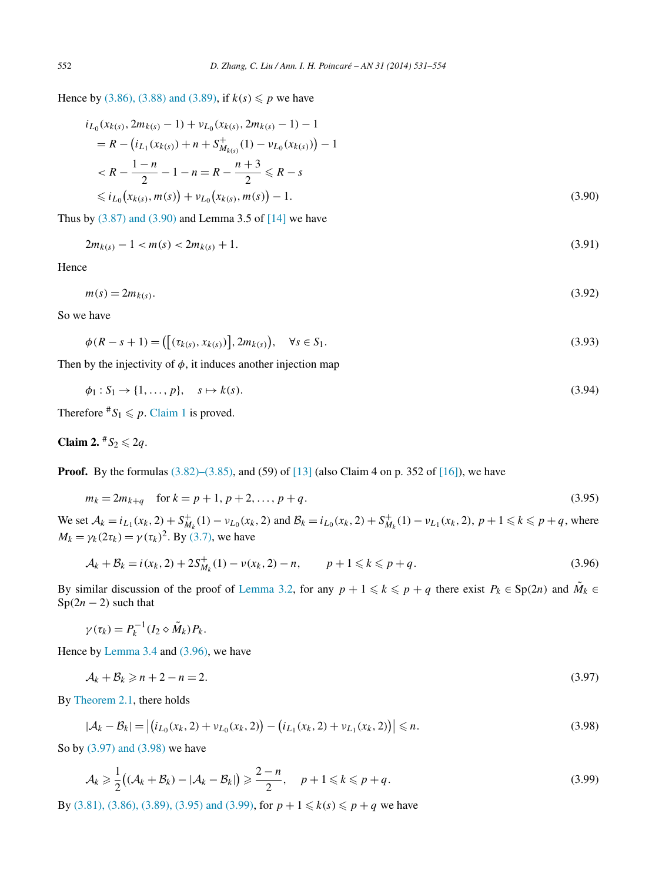Hence by (3.86), (3.88) and (3.89), if $k(s) \leqslant p$ we have

$$\begin{aligned}
&i_{L_0}(x_{k(s)}, 2m_{k(s)} - 1) + \nu_{L_0}(x_{k(s)}, 2m_{k(s)} - 1) - 1 \\
&\quad = R - \left(i_{L_1}(x_{k(s)}) + n + S^+_{M_{k(s)}}(1) - \nu_{L_0}(x_{k(s)})\right) - 1 \\
&\quad < R - \frac{1-n}{2} - 1 - n = R - \frac{n+3}{2} \leqslant R - s \\
&\quad \leqslant i_{L_0}\left(x_{k(s)}, m(s)\right) + \nu_{L_0}\left(x_{k(s)}, m(s)\right) - 1.
\end{aligned} \tag{3.90}$$

Thus by (3.87) and (3.90) and Lemma 3.5 of [14] we have

$$2m_{k(s)} - 1 < m(s) < 2m_{k(s)} + 1. \tag{3.91}$$

Hence

$$m(s) = 2m_{k(s)}. \tag{3.92}$$

So we have

$$\phi(R - s + 1) = \left(\left[(\tau_{k(s)}, x_{k(s)})\right], 2m_{k(s)}\right), \quad \forall s \in S_1. \tag{3.93}$$

Then by the injectivity of $\phi$, it induces another injection map

$$\phi_1 : S_1 \to \{1, \ldots, p\}, \quad s \mapsto k(s). \tag{3.94}$$

Therefore ${}^{\#}S_1 \leqslant p$. Claim 1 is proved.

**Claim 2.** ${}^{\#}S_2 \leqslant 2q$.

**Proof.** By the formulas (3.82)–(3.85), and (59) of [13] (also Claim 4 on p. 352 of [16]), we have

$$m_k = 2m_{k+q} \quad \text{for } k = p+1, p+2, \ldots, p+q. \tag{3.95}$$

We set $\mathcal{A}_k = i_{L_1}(x_k, 2) + S^+_{M_k}(1) - \nu_{L_0}(x_k, 2)$ and $\mathcal{B}_k = i_{L_0}(x_k, 2) + S^+_{M_k}(1) - \nu_{L_1}(x_k, 2)$, $p+1 \leqslant k \leqslant p+q$, where $M_k = \gamma_k(2\tau_k) = \gamma(\tau_k)^2$. By (3.7), we have

$$\mathcal{A}_k + \mathcal{B}_k = i(x_k, 2) + 2S^+_{M_k}(1) - \nu(x_k, 2) - n, \qquad p+1 \leqslant k \leqslant p+q. \tag{3.96}$$

By similar discussion of the proof of Lemma 3.2, for any $p+1 \leqslant k \leqslant p+q$ there exist $P_k \in \mathrm{Sp}(2n)$ and $\tilde{M}_k \in \mathrm{Sp}(2n-2)$ such that

$$\gamma(\tau_k) = P_k^{-1}(I_2 \diamond \tilde{M}_k)P_k.$$

Hence by Lemma 3.4 and (3.96), we have

$$\mathcal{A}_k + \mathcal{B}_k \geqslant n + 2 - n = 2. \tag{3.97}$$

By Theorem 2.1, there holds

$$|\mathcal{A}_k - \mathcal{B}_k| = \left|\left(i_{L_0}(x_k, 2) + \nu_{L_0}(x_k, 2)\right) - \left(i_{L_1}(x_k, 2) + \nu_{L_1}(x_k, 2)\right)\right| \leqslant n. \tag{3.98}$$

So by (3.97) and (3.98) we have

$$\mathcal{A}_k \geqslant \frac{1}{2}\left((\mathcal{A}_k + \mathcal{B}_k) - |\mathcal{A}_k - \mathcal{B}_k|\right) \geqslant \frac{2-n}{2}, \quad p+1 \leqslant k \leqslant p+q. \tag{3.99}$$

By (3.81), (3.86), (3.89), (3.95) and (3.99), for $p+1 \leqslant k(s) \leqslant p+q$ we have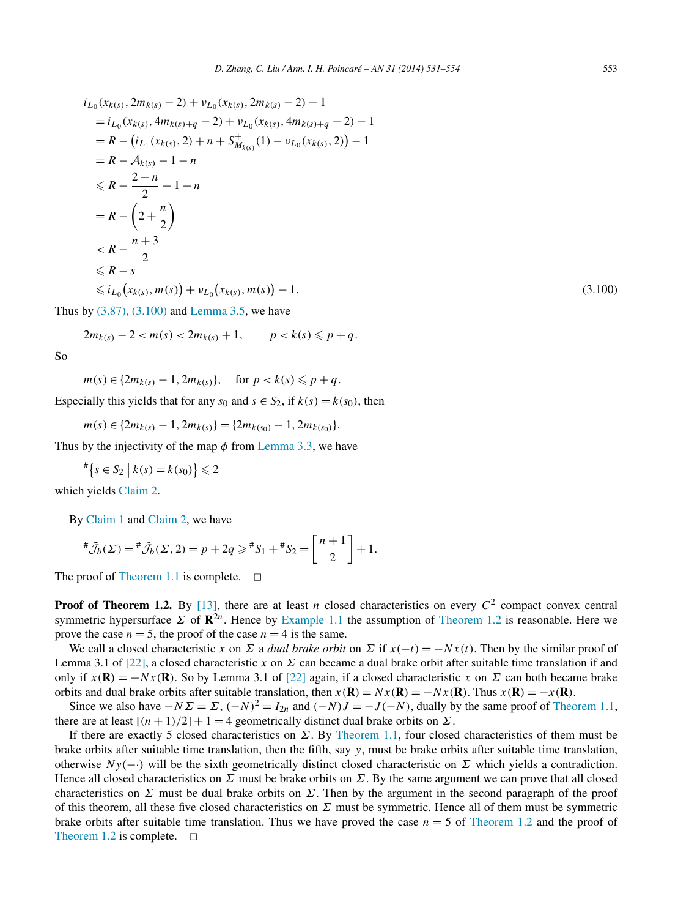$$
\begin{aligned}
& i_{L_0}(x_{k(s)}, 2m_{k(s)}-2) + \nu_{L_0}(x_{k(s)}, 2m_{k(s)}-2) - 1 \\
&\quad = i_{L_0}(x_{k(s)}, 4m_{k(s)+q}-2) + \nu_{L_0}(x_{k(s)}, 4m_{k(s)+q}-2) - 1 \\
&\quad = R - \big(i_{L_1}(x_{k(s)}, 2) + n + S^{+}_{M_{k(s)}}(1) - \nu_{L_0}(x_{k(s)}, 2)\big) - 1 \\
&\quad = R - \mathcal{A}_{k(s)} - 1 - n \\
&\quad \leqslant R - \frac{2-n}{2} - 1 - n \\
&\quad = R - \left(2 + \frac{n}{2}\right) \\
&\quad < R - \frac{n+3}{2} \\
&\quad \leqslant R - s \\
&\quad \leqslant i_{L_0}\big(x_{k(s)}, m(s)\big) + \nu_{L_0}\big(x_{k(s)}, m(s)\big) - 1.
\end{aligned}
\tag{3.100}
$$

Thus by (3.87), (3.100) and Lemma 3.5, we have

$$
2m_{k(s)} - 2 < m(s) < 2m_{k(s)} + 1, \qquad p < k(s) \leqslant p+q.
$$

So

$$
m(s) \in \{2m_{k(s)} - 1, 2m_{k(s)}\}, \quad \text{for } p < k(s) \leqslant p+q.
$$

Especially this yields that for any $s_0$ and $s \in S_2$, if $k(s) = k(s_0)$, then

$$
m(s) \in \{2m_{k(s)} - 1, 2m_{k(s)}\} = \{2m_{k(s_0)} - 1, 2m_{k(s_0)}\}.
$$

Thus by the injectivity of the map $\phi$ from Lemma 3.3, we have

$$
{}^{\#}\big\{s \in S_2 \,\big|\, k(s) = k(s_0)\big\} \leqslant 2
$$

which yields Claim 2.

By Claim 1 and Claim 2, we have

$$
{}^{\#}\tilde{\mathcal{J}}_b(\Sigma) = {}^{\#}\tilde{\mathcal{J}}_b(\Sigma, 2) = p + 2q \geqslant {}^{\#}S_1 + {}^{\#}S_2 = \left[\frac{n+1}{2}\right] + 1.
$$

The proof of Theorem 1.1 is complete. □

**Proof of Theorem 1.2.** By [13], there are at least $n$ closed characteristics on every $C^2$ compact convex central symmetric hypersurface $\Sigma$ of $\mathbf{R}^{2n}$. Hence by Example 1.1 the assumption of Theorem 1.2 is reasonable. Here we prove the case $n = 5$, the proof of the case $n = 4$ is the same.

We call a closed characteristic $x$ on $\Sigma$ a *dual brake orbit* on $\Sigma$ if $x(-t) = -Nx(t)$. Then by the similar proof of Lemma 3.1 of [22], a closed characteristic $x$ on $\Sigma$ can became a dual brake orbit after suitable time translation if and only if $x(\mathbf{R}) = -Nx(\mathbf{R})$. So by Lemma 3.1 of [22] again, if a closed characteristic $x$ on $\Sigma$ can both became brake orbits and dual brake orbits after suitable translation, then $x(\mathbf{R}) = Nx(\mathbf{R}) = -Nx(\mathbf{R})$. Thus $x(\mathbf{R}) = -x(\mathbf{R})$.

Since we also have $-N\Sigma = \Sigma$, $(-N)^2 = I_{2n}$ and $(-N)J = -J(-N)$, dually by the same proof of Theorem 1.1, there are at least $[(n+1)/2] + 1 = 4$ geometrically distinct dual brake orbits on $\Sigma$.

If there are exactly 5 closed characteristics on $\Sigma$. By Theorem 1.1, four closed characteristics of them must be brake orbits after suitable time translation, then the fifth, say $y$, must be brake orbits after suitable time translation, otherwise $Ny(-\cdot)$ will be the sixth geometrically distinct closed characteristic on $\Sigma$ which yields a contradiction. Hence all closed characteristics on $\Sigma$ must be brake orbits on $\Sigma$. By the same argument we can prove that all closed characteristics on $\Sigma$ must be dual brake orbits on $\Sigma$. Then by the argument in the second paragraph of the proof of this theorem, all these five closed characteristics on $\Sigma$ must be symmetric. Hence all of them must be symmetric brake orbits after suitable time translation. Thus we have proved the case $n = 5$ of Theorem 1.2 and the proof of Theorem 1.2 is complete. □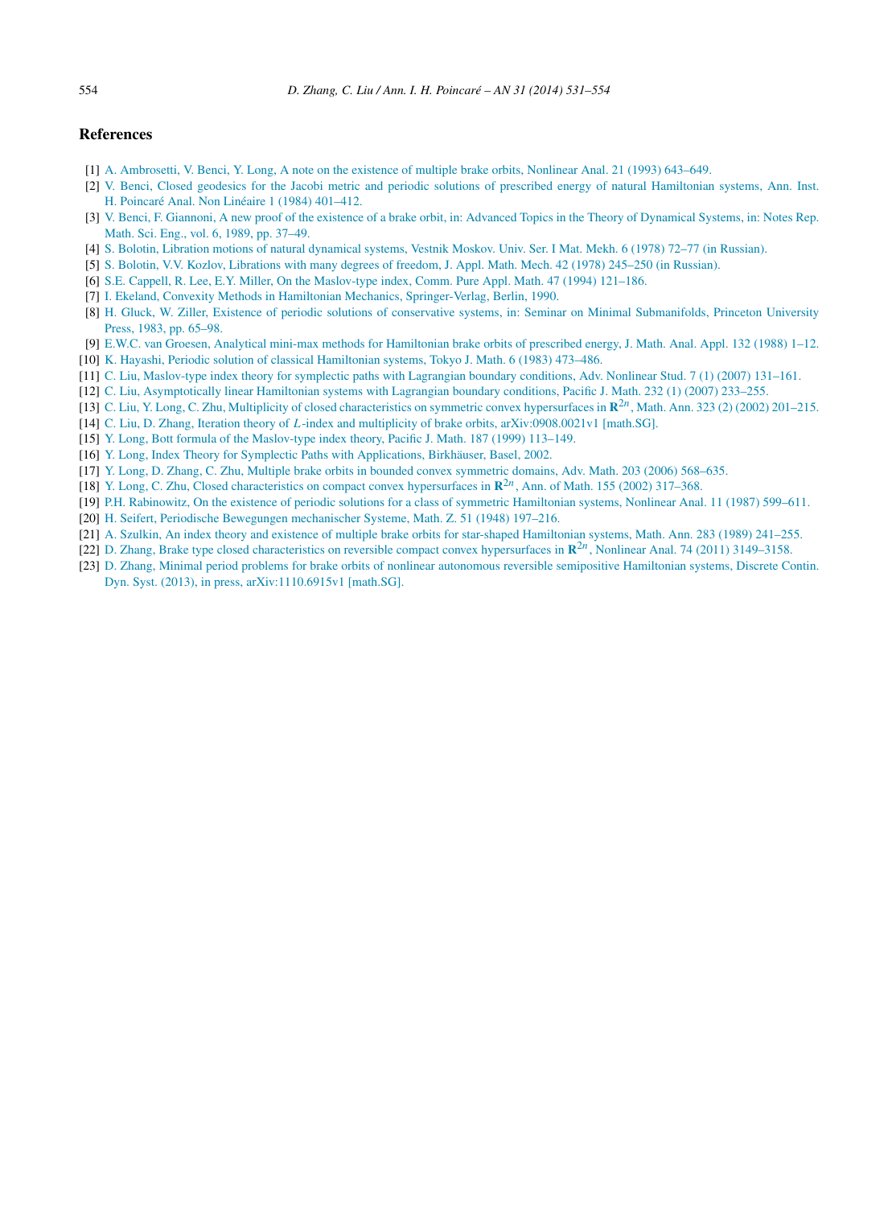## References

[1] A. Ambrosetti, V. Benci, Y. Long, A note on the existence of multiple brake orbits, Nonlinear Anal. 21 (1993) 643–649.

[2] V. Benci, Closed geodesics for the Jacobi metric and periodic solutions of prescribed energy of natural Hamiltonian systems, Ann. Inst. H. Poincaré Anal. Non Linéaire 1 (1984) 401–412.

[3] V. Benci, F. Giannoni, A new proof of the existence of a brake orbit, in: Advanced Topics in the Theory of Dynamical Systems, in: Notes Rep. Math. Sci. Eng., vol. 6, 1989, pp. 37–49.

[4] S. Bolotin, Libration motions of natural dynamical systems, Vestnik Moskov. Univ. Ser. I Mat. Mekh. 6 (1978) 72–77 (in Russian).

[5] S. Bolotin, V.V. Kozlov, Librations with many degrees of freedom, J. Appl. Math. Mech. 42 (1978) 245–250 (in Russian).

[6] S.E. Cappell, R. Lee, E.Y. Miller, On the Maslov-type index, Comm. Pure Appl. Math. 47 (1994) 121–186.

[7] I. Ekeland, Convexity Methods in Hamiltonian Mechanics, Springer-Verlag, Berlin, 1990.

[8] H. Gluck, W. Ziller, Existence of periodic solutions of conservative systems, in: Seminar on Minimal Submanifolds, Princeton University Press, 1983, pp. 65–98.

[9] E.W.C. van Groesen, Analytical mini-max methods for Hamiltonian brake orbits of prescribed energy, J. Math. Anal. Appl. 132 (1988) 1–12.

[10] K. Hayashi, Periodic solution of classical Hamiltonian systems, Tokyo J. Math. 6 (1983) 473–486.

[11] C. Liu, Maslov-type index theory for symplectic paths with Lagrangian boundary conditions, Adv. Nonlinear Stud. 7 (1) (2007) 131–161.

[12] C. Liu, Asymptotically linear Hamiltonian systems with Lagrangian boundary conditions, Pacific J. Math. 232 (1) (2007) 233–255.

[13] C. Liu, Y. Long, C. Zhu, Multiplicity of closed characteristics on symmetric convex hypersurfaces in $\mathbf{R}^{2n}$, Math. Ann. 323 (2) (2002) 201–215.

[14] C. Liu, D. Zhang, Iteration theory of $L$-index and multiplicity of brake orbits, arXiv:0908.0021v1 [math.SG].

[15] Y. Long, Bott formula of the Maslov-type index theory, Pacific J. Math. 187 (1999) 113–149.

[16] Y. Long, Index Theory for Symplectic Paths with Applications, Birkhäuser, Basel, 2002.

[17] Y. Long, D. Zhang, C. Zhu, Multiple brake orbits in bounded convex symmetric domains, Adv. Math. 203 (2006) 568–635.

[18] Y. Long, C. Zhu, Closed characteristics on compact convex hypersurfaces in $\mathbf{R}^{2n}$, Ann. of Math. 155 (2002) 317–368.

[19] P.H. Rabinowitz, On the existence of periodic solutions for a class of symmetric Hamiltonian systems, Nonlinear Anal. 11 (1987) 599–611.

[20] H. Seifert, Periodische Bewegungen mechanischer Systeme, Math. Z. 51 (1948) 197–216.

[21] A. Szulkin, An index theory and existence of multiple brake orbits for star-shaped Hamiltonian systems, Math. Ann. 283 (1989) 241–255.

[22] D. Zhang, Brake type closed characteristics on reversible compact convex hypersurfaces in $\mathbf{R}^{2n}$, Nonlinear Anal. 74 (2011) 3149–3158.

[23] D. Zhang, Minimal period problems for brake orbits of nonlinear autonomous reversible semipositive Hamiltonian systems, Discrete Contin. Dyn. Syst. (2013), in press, arXiv:1110.6915v1 [math.SG].